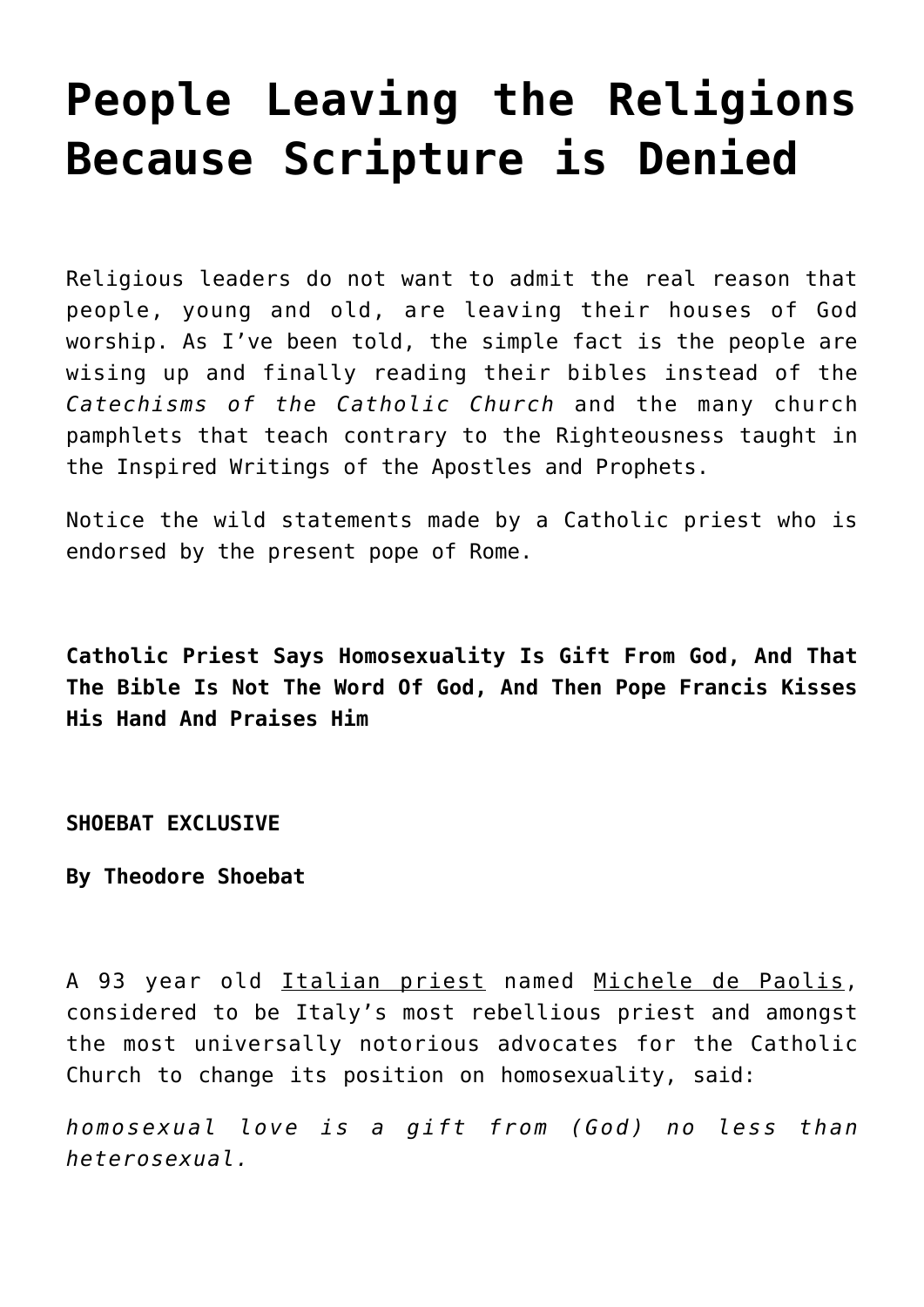# People Leaving the Religions Because Scripture is Denied

Religious leaders do not want to admit the real reason that people, young and old, are leaving their houses of God worship. As I've been told, the simple fact is the people are wising up and finally reading their bibles instead of the *Catechisms of the Catholic Church* and the many church pamphlets that teach contrary to the Righteousness taught in the Inspired Writings of the Apostles and Prophets.

Notice the wild statements made by a Catholic priest who is endorsed by the present pope of Rome.

**Catholic Priest Says Homosexuality Is Gift From God, And That The Bible Is Not The Word Of God, And Then Pope Francis Kisses His Hand And Praises Him**

**SHOEBAT EXCLUSIVE**

**By Theodore Shoebat**

A 93 year old Italian priest named Michele de Paolis, considered to be Italy's most rebellious priest and amongst the most universally notorious advocates for the Catholic Church to change its position on homosexuality, said:

*homosexual love is a gift from (God) no less than heterosexual.*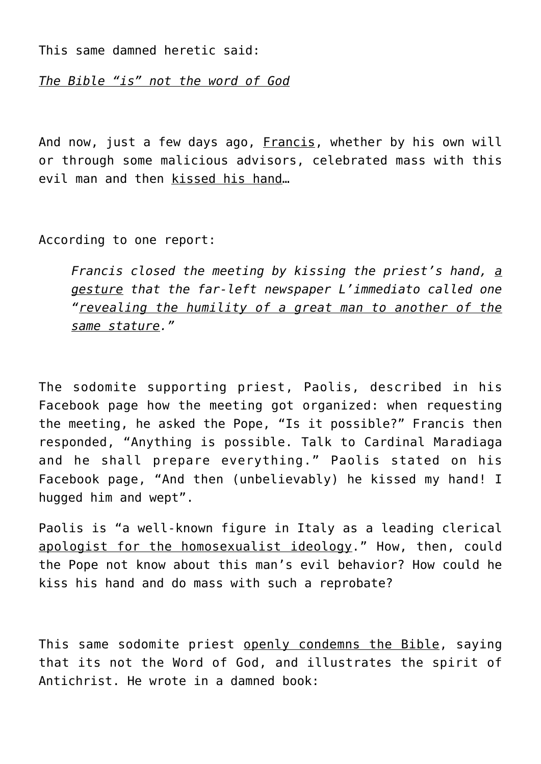This same damned heretic said:

*The Bible "is" not the word of God*

And now, just a few days ago, Francis, whether by his own will or through some malicious advisors, celebrated mass with this evil man and then kissed his hand…

According to one report:

> *Francis closed the meeting by kissing the priest's hand, a gesture that the far-left newspaper L'immediato called one "revealing the humility of a great man to another of the same stature."*

The sodomite supporting priest, Paolis, described in his Facebook page how the meeting got organized: when requesting the meeting, he asked the Pope, "Is it possible?" Francis then responded, "Anything is possible. Talk to Cardinal Maradiaga and he shall prepare everything." Paolis stated on his Facebook page, "And then (unbelievably) he kissed my hand! I hugged him and wept".

Paolis is "a well-known figure in Italy as a leading clerical apologist for the homosexualist ideology." How, then, could the Pope not know about this man's evil behavior? How could he kiss his hand and do mass with such a reprobate?

This same sodomite priest openly condemns the Bible, saying that its not the Word of God, and illustrates the spirit of Antichrist. He wrote in a damned book: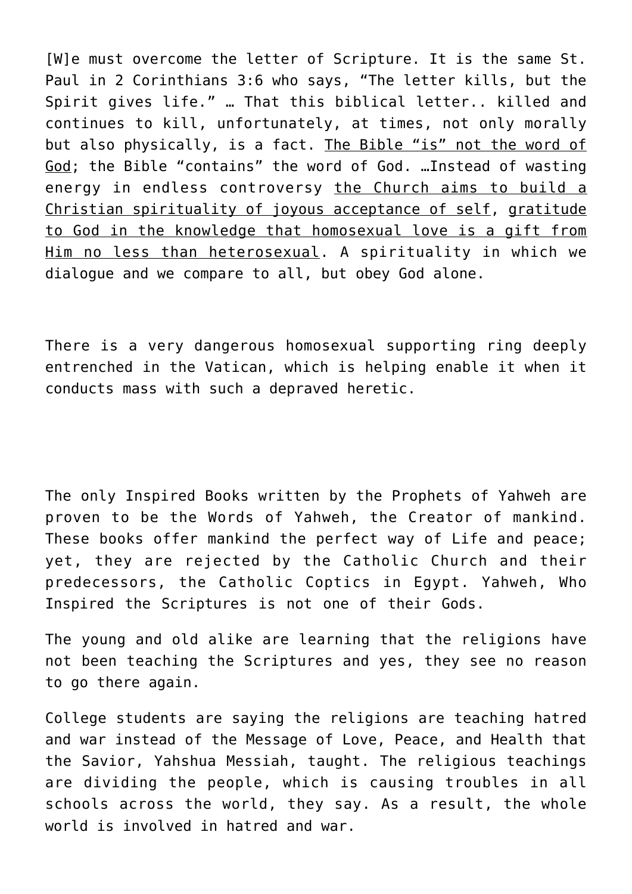[W]e must overcome the letter of Scripture. It is the same St. Paul in 2 Corinthians 3:6 who says, "The letter kills, but the Spirit gives life." … That this biblical letter.. killed and continues to kill, unfortunately, at times, not only morally but also physically, is a fact. <u>The Bible "is" not the word of God</u>; the Bible "contains" the word of God. …Instead of wasting energy in endless controversy <u>the Church aims to build a Christian spirituality of joyous acceptance of self</u>, <u>gratitude to God in the knowledge that homosexual love is a gift from Him no less than heterosexual</u>. A spirituality in which we dialogue and we compare to all, but obey God alone.

There is a very dangerous homosexual supporting ring deeply entrenched in the Vatican, which is helping enable it when it conducts mass with such a depraved heretic.

The only Inspired Books written by the Prophets of Yahweh are proven to be the Words of Yahweh, the Creator of mankind. These books offer mankind the perfect way of Life and peace; yet, they are rejected by the Catholic Church and their predecessors, the Catholic Coptics in Egypt. Yahweh, Who Inspired the Scriptures is not one of their Gods.

The young and old alike are learning that the religions have not been teaching the Scriptures and yes, they see no reason to go there again.

College students are saying the religions are teaching hatred and war instead of the Message of Love, Peace, and Health that the Savior, Yahshua Messiah, taught. The religious teachings are dividing the people, which is causing troubles in all schools across the world, they say. As a result, the whole world is involved in hatred and war.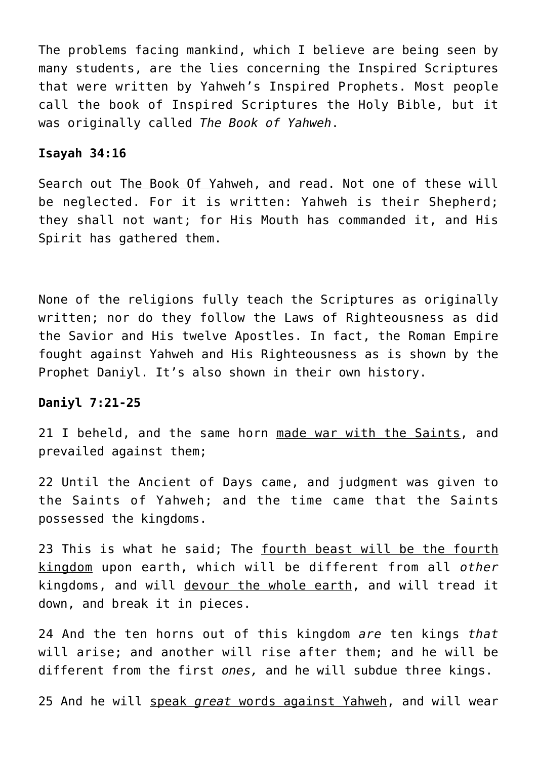The problems facing mankind, which I believe are being seen by many students, are the lies concerning the Inspired Scriptures that were written by Yahweh's Inspired Prophets. Most people call the book of Inspired Scriptures the Holy Bible, but it was originally called *The Book of Yahweh*.

**Isayah 34:16**

Search out <u>The Book Of Yahweh</u>, and read. Not one of these will be neglected. For it is written: Yahweh is their Shepherd; they shall not want; for His Mouth has commanded it, and His Spirit has gathered them.

None of the religions fully teach the Scriptures as originally written; nor do they follow the Laws of Righteousness as did the Savior and His twelve Apostles. In fact, the Roman Empire fought against Yahweh and His Righteousness as is shown by the Prophet Daniyl. It's also shown in their own history.

**Daniyl 7:21-25**

21 I beheld, and the same horn <u>made war with the Saints</u>, and prevailed against them;

22 Until the Ancient of Days came, and judgment was given to the Saints of Yahweh; and the time came that the Saints possessed the kingdoms.

23 This is what he said; The <u>fourth beast will be the fourth kingdom</u> upon earth, which will be different from all *other* kingdoms, and will <u>devour the whole earth</u>, and will tread it down, and break it in pieces.

24 And the ten horns out of this kingdom *are* ten kings *that* will arise; and another will rise after them; and he will be different from the first *ones,* and he will subdue three kings.

25 And he will <u>speak *great* words against Yahweh</u>, and will wear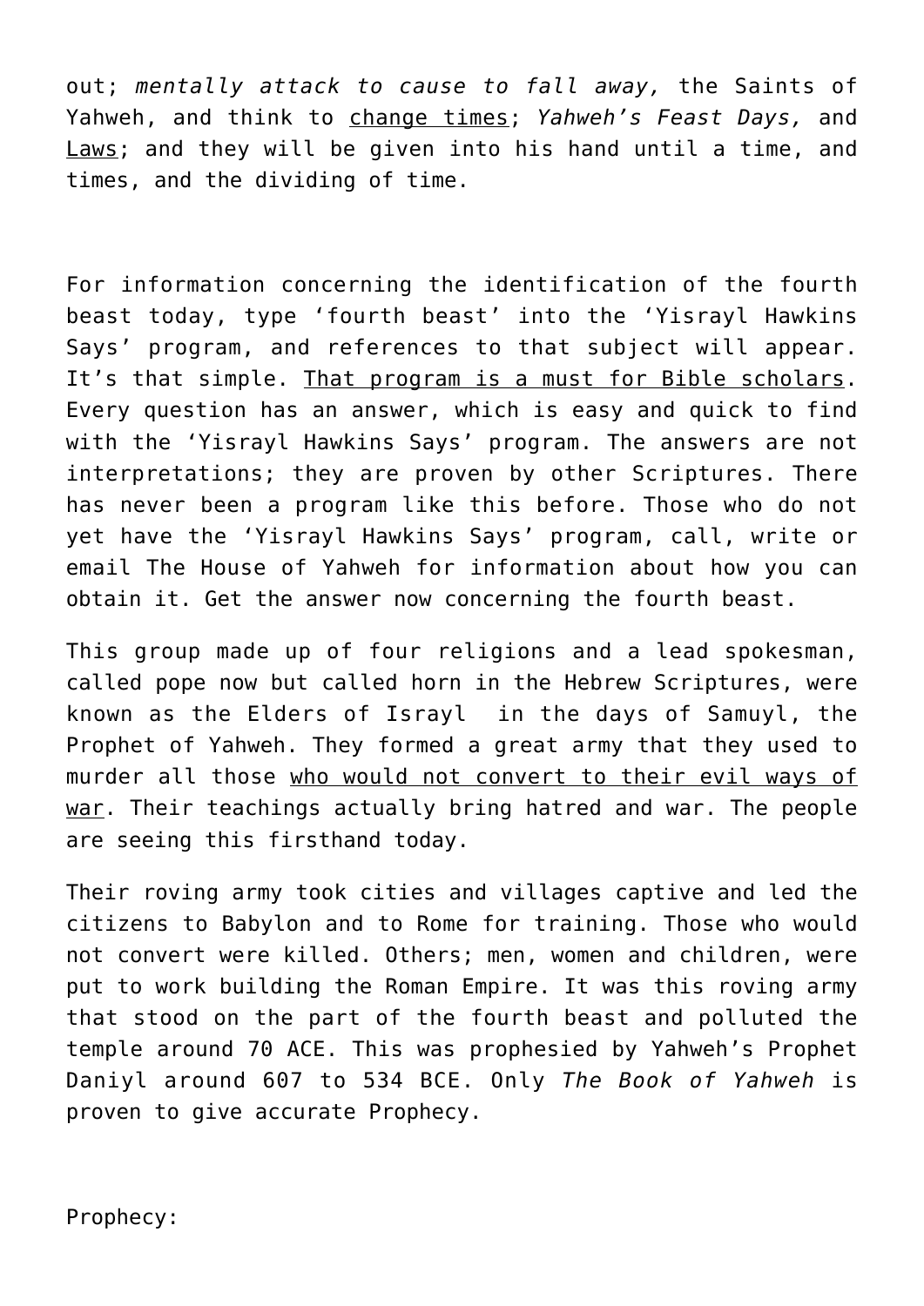out; *mentally attack to cause to fall away,* the Saints of Yahweh, and think to <u>change times</u>; *Yahweh's Feast Days,* and <u>Laws</u>; and they will be given into his hand until a time, and times, and the dividing of time.

For information concerning the identification of the fourth beast today, type 'fourth beast' into the 'Yisrayl Hawkins Says' program, and references to that subject will appear. It's that simple. <u>That program is a must for Bible scholars</u>. Every question has an answer, which is easy and quick to find with the 'Yisrayl Hawkins Says' program. The answers are not interpretations; they are proven by other Scriptures. There has never been a program like this before. Those who do not yet have the 'Yisrayl Hawkins Says' program, call, write or email The House of Yahweh for information about how you can obtain it. Get the answer now concerning the fourth beast.

This group made up of four religions and a lead spokesman, called pope now but called horn in the Hebrew Scriptures, were known as the Elders of Israyl in the days of Samuyl, the Prophet of Yahweh. They formed a great army that they used to murder all those <u>who would not convert to their evil ways of war</u>. Their teachings actually bring hatred and war. The people are seeing this firsthand today.

Their roving army took cities and villages captive and led the citizens to Babylon and to Rome for training. Those who would not convert were killed. Others; men, women and children, were put to work building the Roman Empire. It was this roving army that stood on the part of the fourth beast and polluted the temple around 70 ACE. This was prophesied by Yahweh's Prophet Daniyl around 607 to 534 BCE. Only *The Book of Yahweh* is proven to give accurate Prophecy.

Prophecy: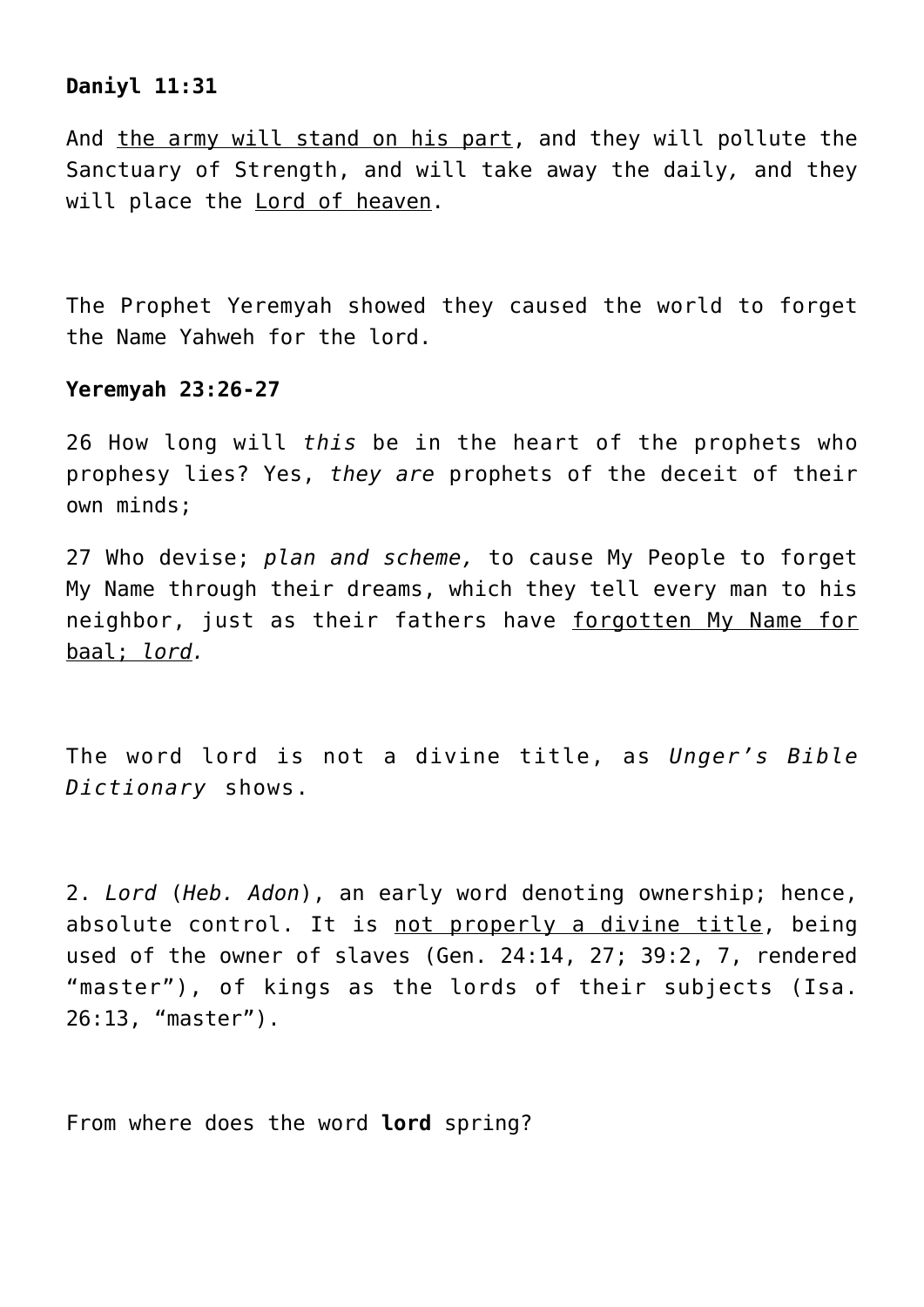**Daniyl 11:31**

And <u>the army will stand on his part</u>, and they will pollute the Sanctuary of Strength, and will take away the daily, and they will place the <u>Lord of heaven</u>.

The Prophet Yeremyah showed they caused the world to forget the Name Yahweh for the lord.

**Yeremyah 23:26-27**

26 How long will *this* be in the heart of the prophets who prophesy lies? Yes, *they are* prophets of the deceit of their own minds;

27 Who devise; *plan and scheme,* to cause My People to forget My Name through their dreams, which they tell every man to his neighbor, just as their fathers have <u>forgotten My Name for baal; *lord.*</u>

The word lord is not a divine title, as *Unger's Bible Dictionary* shows.

2. *Lord* (*Heb. Adon*), an early word denoting ownership; hence, absolute control. It is <u>not properly a divine title</u>, being used of the owner of slaves (Gen. 24:14, 27; 39:2, 7, rendered "master"), of kings as the lords of their subjects (Isa. 26:13, "master").

From where does the word **lord** spring?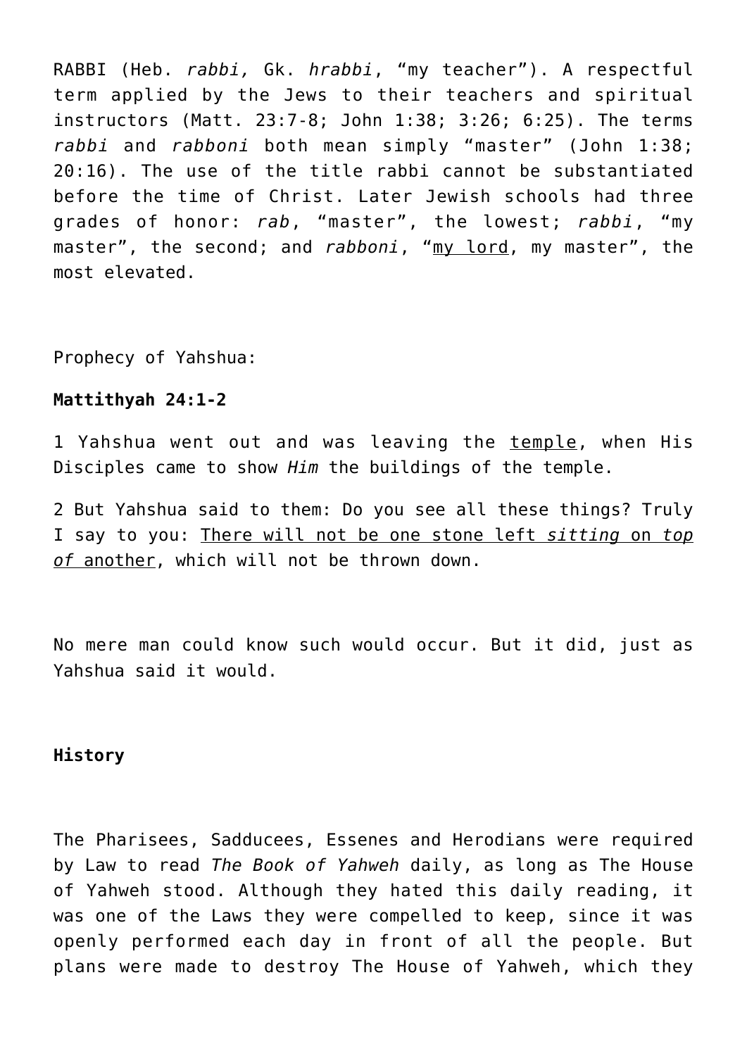RABBI (Heb. *rabbi,* Gk. *hrabbi*, “my teacher”). A respectful term applied by the Jews to their teachers and spiritual instructors (Matt. 23:7-8; John 1:38; 3:26; 6:25). The terms *rabbi* and *rabboni* both mean simply “master” (John 1:38; 20:16). The use of the title rabbi cannot be substantiated before the time of Christ. Later Jewish schools had three grades of honor: *rab*, “master”, the lowest; *rabbi*, “my master”, the second; and *rabboni*, “my lord, my master”, the most elevated.

Prophecy of Yahshua:

**Mattithyah 24:1-2**

1 Yahshua went out and was leaving the temple, when His Disciples came to show *Him* the buildings of the temple.

2 But Yahshua said to them: Do you see all these things? Truly I say to you: There will not be one stone left *sitting* on *top of* another, which will not be thrown down.

No mere man could know such would occur. But it did, just as Yahshua said it would.

**History**

The Pharisees, Sadducees, Essenes and Herodians were required by Law to read *The Book of Yahweh* daily, as long as The House of Yahweh stood. Although they hated this daily reading, it was one of the Laws they were compelled to keep, since it was openly performed each day in front of all the people. But plans were made to destroy The House of Yahweh, which they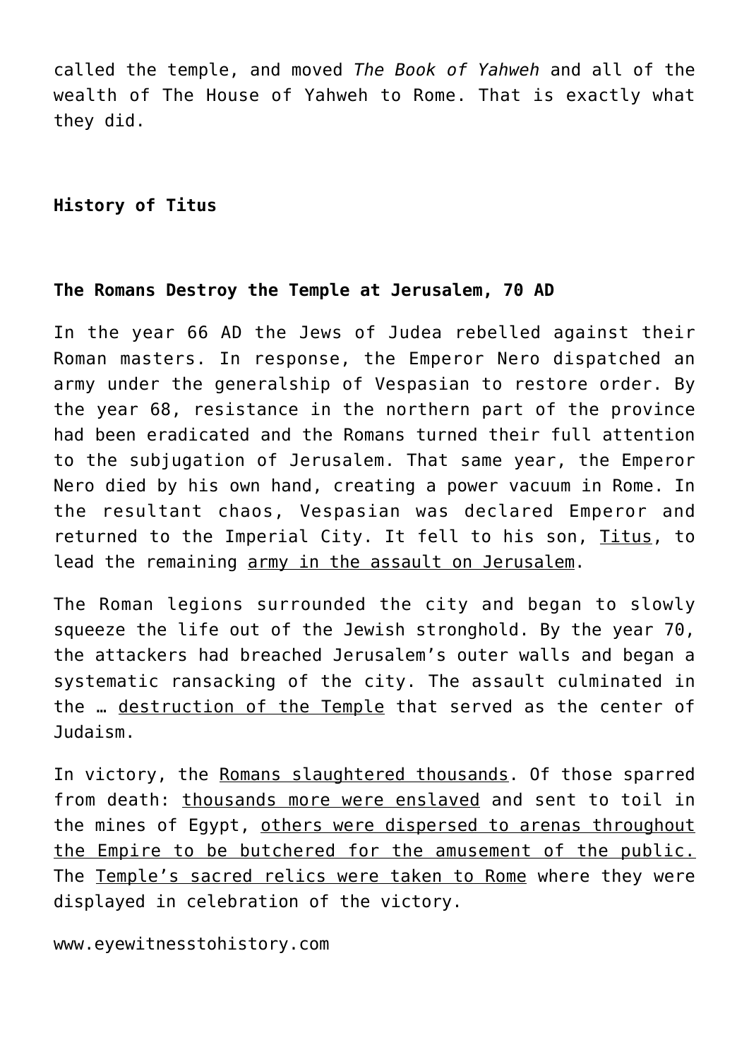called the temple, and moved *The Book of Yahweh* and all of the wealth of The House of Yahweh to Rome. That is exactly what they did.

**History of Titus**

**The Romans Destroy the Temple at Jerusalem, 70 AD**

In the year 66 AD the Jews of Judea rebelled against their Roman masters. In response, the Emperor Nero dispatched an army under the generalship of Vespasian to restore order. By the year 68, resistance in the northern part of the province had been eradicated and the Romans turned their full attention to the subjugation of Jerusalem. That same year, the Emperor Nero died by his own hand, creating a power vacuum in Rome. In the resultant chaos, Vespasian was declared Emperor and returned to the Imperial City. It fell to his son, Titus, to lead the remaining army in the assault on Jerusalem.

The Roman legions surrounded the city and began to slowly squeeze the life out of the Jewish stronghold. By the year 70, the attackers had breached Jerusalem's outer walls and began a systematic ransacking of the city. The assault culminated in the … destruction of the Temple that served as the center of Judaism.

In victory, the Romans slaughtered thousands. Of those sparred from death: thousands more were enslaved and sent to toil in the mines of Egypt, others were dispersed to arenas throughout the Empire to be butchered for the amusement of the public. The Temple's sacred relics were taken to Rome where they were displayed in celebration of the victory.

www.eyewitnesstohistory.com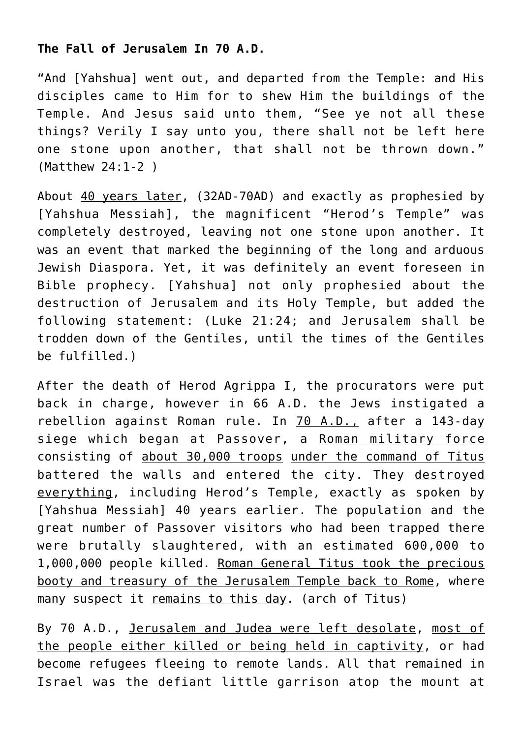**The Fall of Jerusalem In 70 A.D.**

“And [Yahshua] went out, and departed from the Temple: and His disciples came to Him for to shew Him the buildings of the Temple. And Jesus said unto them, “See ye not all these things? Verily I say unto you, there shall not be left here one stone upon another, that shall not be thrown down.” (Matthew 24:1-2 )

About 40 years later, (32AD-70AD) and exactly as prophesied by [Yahshua Messiah], the magnificent “Herod’s Temple” was completely destroyed, leaving not one stone upon another. It was an event that marked the beginning of the long and arduous Jewish Diaspora. Yet, it was definitely an event foreseen in Bible prophecy. [Yahshua] not only prophesied about the destruction of Jerusalem and its Holy Temple, but added the following statement: (Luke 21:24; and Jerusalem shall be trodden down of the Gentiles, until the times of the Gentiles be fulfilled.)

After the death of Herod Agrippa I, the procurators were put back in charge, however in 66 A.D. the Jews instigated a rebellion against Roman rule. In 70 A.D., after a 143-day siege which began at Passover, a Roman military force consisting of about 30,000 troops under the command of Titus battered the walls and entered the city. They destroyed everything, including Herod’s Temple, exactly as spoken by [Yahshua Messiah] 40 years earlier. The population and the great number of Passover visitors who had been trapped there were brutally slaughtered, with an estimated 600,000 to 1,000,000 people killed. Roman General Titus took the precious booty and treasury of the Jerusalem Temple back to Rome, where many suspect it remains to this day. (arch of Titus)

By 70 A.D., Jerusalem and Judea were left desolate, most of the people either killed or being held in captivity, or had become refugees fleeing to remote lands. All that remained in Israel was the defiant little garrison atop the mount at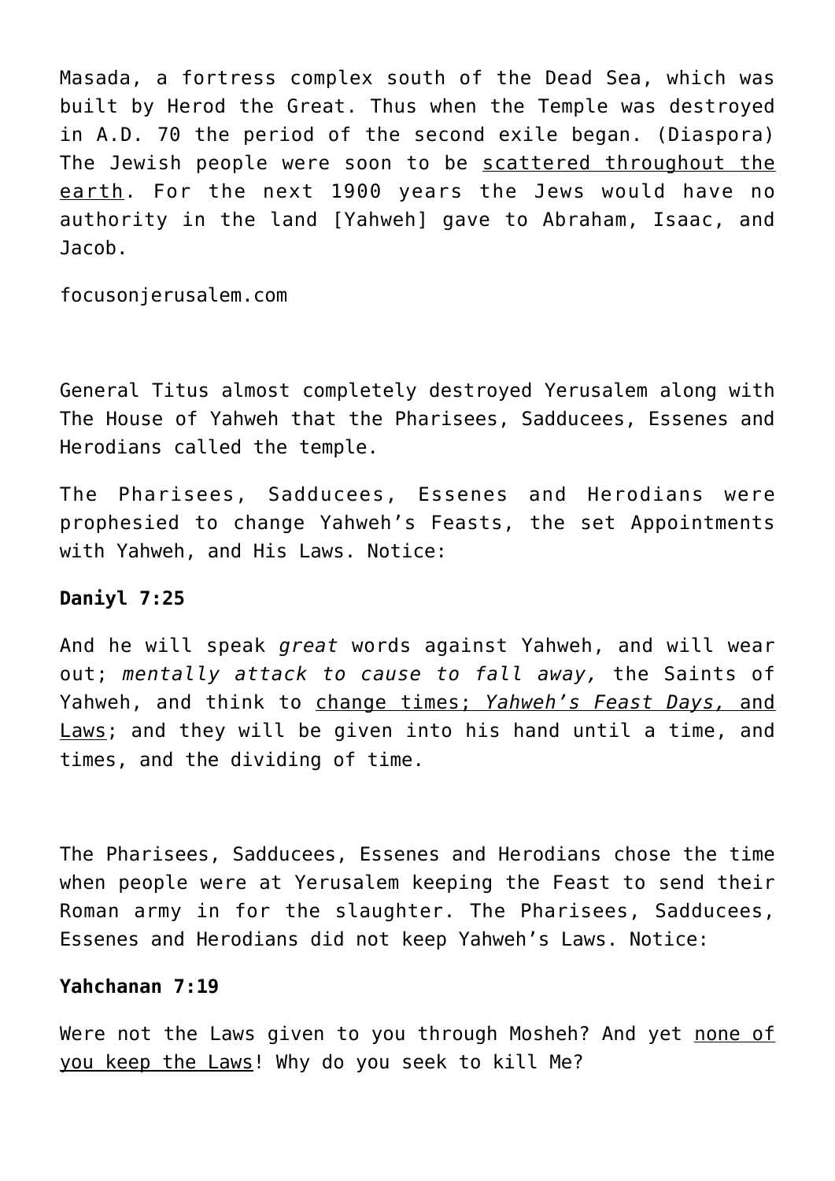Masada, a fortress complex south of the Dead Sea, which was built by Herod the Great. Thus when the Temple was destroyed in A.D. 70 the period of the second exile began. (Diaspora) The Jewish people were soon to be scattered throughout the earth. For the next 1900 years the Jews would have no authority in the land [Yahweh] gave to Abraham, Isaac, and Jacob.

focusonjerusalem.com

General Titus almost completely destroyed Yerusalem along with The House of Yahweh that the Pharisees, Sadducees, Essenes and Herodians called the temple.

The Pharisees, Sadducees, Essenes and Herodians were prophesied to change Yahweh's Feasts, the set Appointments with Yahweh, and His Laws. Notice:

**Daniyl 7:25**

And he will speak *great* words against Yahweh, and will wear out; *mentally attack to cause to fall away,* the Saints of Yahweh, and think to change times; *Yahweh's Feast Days,* and Laws; and they will be given into his hand until a time, and times, and the dividing of time.

The Pharisees, Sadducees, Essenes and Herodians chose the time when people were at Yerusalem keeping the Feast to send their Roman army in for the slaughter. The Pharisees, Sadducees, Essenes and Herodians did not keep Yahweh's Laws. Notice:

**Yahchanan 7:19**

Were not the Laws given to you through Mosheh? And yet none of you keep the Laws! Why do you seek to kill Me?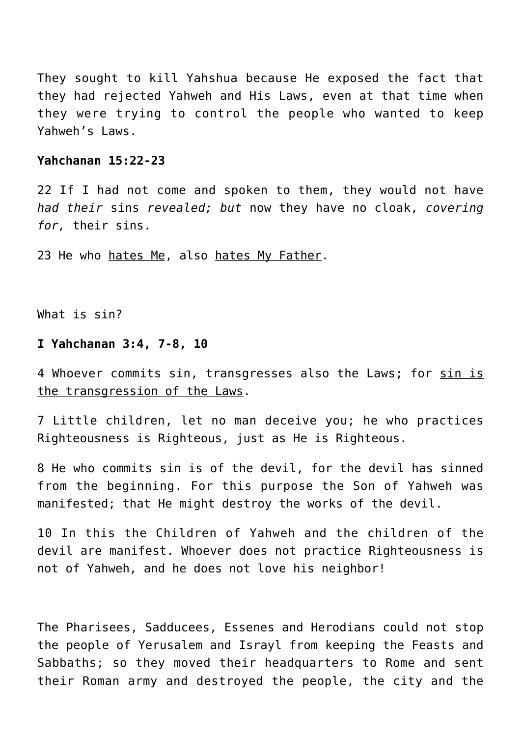They sought to kill Yahshua because He exposed the fact that they had rejected Yahweh and His Laws, even at that time when they were trying to control the people who wanted to keep Yahweh's Laws.

**Yahchanan 15:22-23**

22 If I had not come and spoken to them, they would not have *had their* sins *revealed; but* now they have no cloak, *covering for,* their sins.

23 He who <u>hates Me</u>, also <u>hates My Father</u>.

What is sin?

**I Yahchanan 3:4, 7-8, 10**

4 Whoever commits sin, transgresses also the Laws; for <u>sin is the transgression of the Laws</u>.

7 Little children, let no man deceive you; he who practices Righteousness is Righteous, just as He is Righteous.

8 He who commits sin is of the devil, for the devil has sinned from the beginning. For this purpose the Son of Yahweh was manifested; that He might destroy the works of the devil.

10 In this the Children of Yahweh and the children of the devil are manifest. Whoever does not practice Righteousness is not of Yahweh, and he does not love his neighbor!

The Pharisees, Sadducees, Essenes and Herodians could not stop the people of Yerusalem and Israyl from keeping the Feasts and Sabbaths; so they moved their headquarters to Rome and sent their Roman army and destroyed the people, the city and the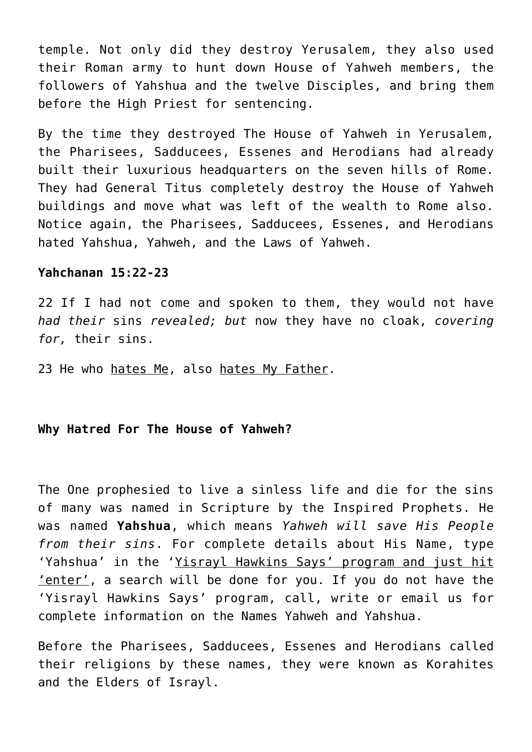temple. Not only did they destroy Yerusalem, they also used their Roman army to hunt down House of Yahweh members, the followers of Yahshua and the twelve Disciples, and bring them before the High Priest for sentencing.

By the time they destroyed The House of Yahweh in Yerusalem, the Pharisees, Sadducees, Essenes and Herodians had already built their luxurious headquarters on the seven hills of Rome. They had General Titus completely destroy the House of Yahweh buildings and move what was left of the wealth to Rome also. Notice again, the Pharisees, Sadducees, Essenes, and Herodians hated Yahshua, Yahweh, and the Laws of Yahweh.

**Yahchanan 15:22-23**

22 If I had not come and spoken to them, they would not have *had their* sins *revealed; but* now they have no cloak, *covering for,* their sins.

23 He who hates Me, also hates My Father.

**Why Hatred For The House of Yahweh?**

The One prophesied to live a sinless life and die for the sins of many was named in Scripture by the Inspired Prophets. He was named **Yahshua**, which means *Yahweh will save His People from their sins*. For complete details about His Name, type 'Yahshua' in the 'Yisrayl Hawkins Says' program and just hit 'enter', a search will be done for you. If you do not have the 'Yisrayl Hawkins Says' program, call, write or email us for complete information on the Names Yahweh and Yahshua.

Before the Pharisees, Sadducees, Essenes and Herodians called their religions by these names, they were known as Korahites and the Elders of Israyl.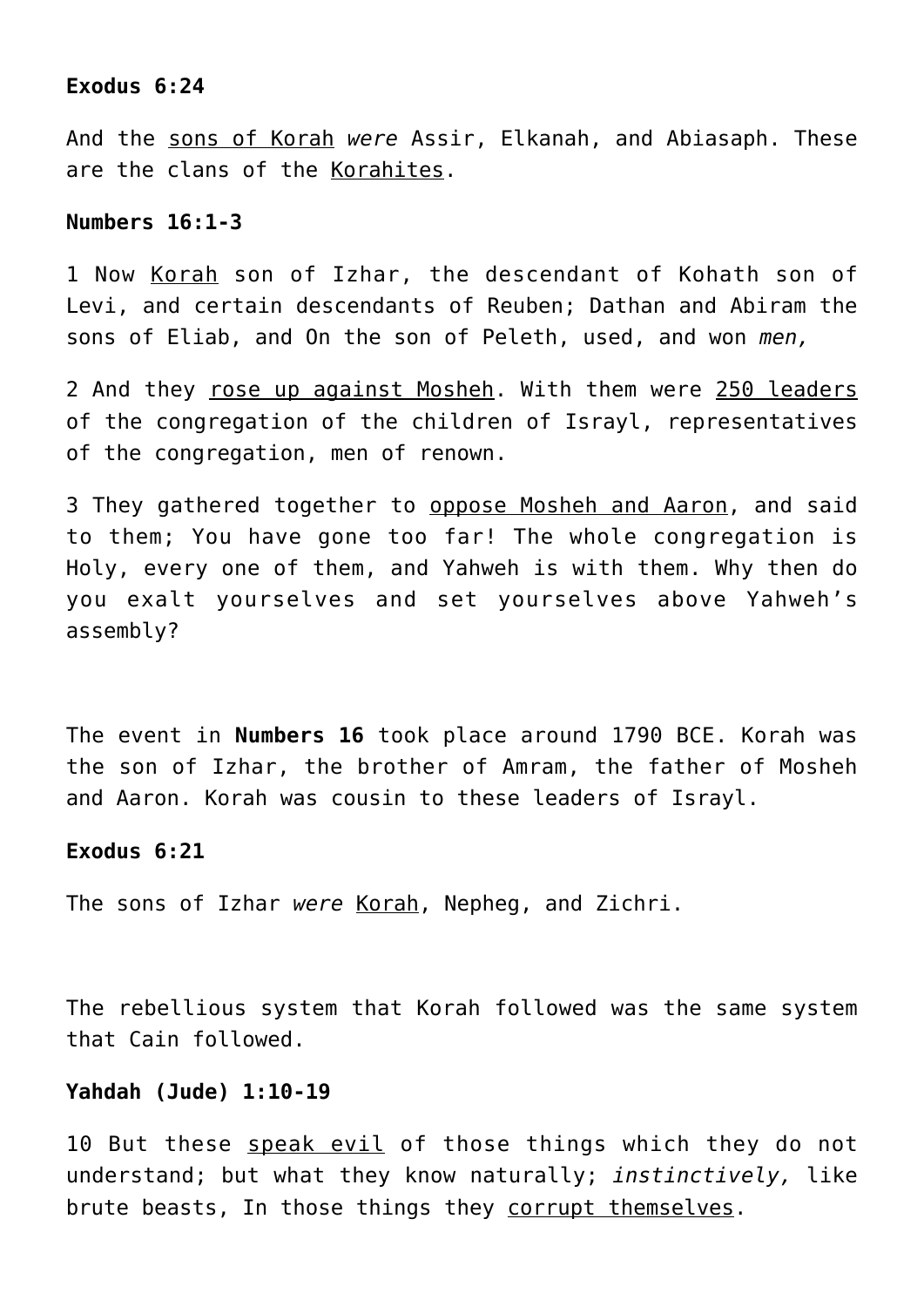**Exodus 6:24**

And the <u>sons of Korah</u> *were* Assir, Elkanah, and Abiasaph. These are the clans of the <u>Korahites</u>.

**Numbers 16:1-3**

1 Now <u>Korah</u> son of Izhar, the descendant of Kohath son of Levi, and certain descendants of Reuben; Dathan and Abiram the sons of Eliab, and On the son of Peleth, used, and won *men,*

2 And they <u>rose up against Mosheh</u>. With them were <u>250 leaders</u> of the congregation of the children of Israyl, representatives of the congregation, men of renown.

3 They gathered together to <u>oppose Mosheh and Aaron</u>, and said to them; You have gone too far! The whole congregation is Holy, every one of them, and Yahweh is with them. Why then do you exalt yourselves and set yourselves above Yahweh's assembly?

The event in **Numbers 16** took place around 1790 BCE. Korah was the son of Izhar, the brother of Amram, the father of Mosheh and Aaron. Korah was cousin to these leaders of Israyl.

**Exodus 6:21**

The sons of Izhar *were* <u>Korah</u>, Nepheg, and Zichri.

The rebellious system that Korah followed was the same system that Cain followed.

**Yahdah (Jude) 1:10-19**

10 But these <u>speak evil</u> of those things which they do not understand; but what they know naturally; *instinctively,* like brute beasts, In those things they <u>corrupt themselves</u>.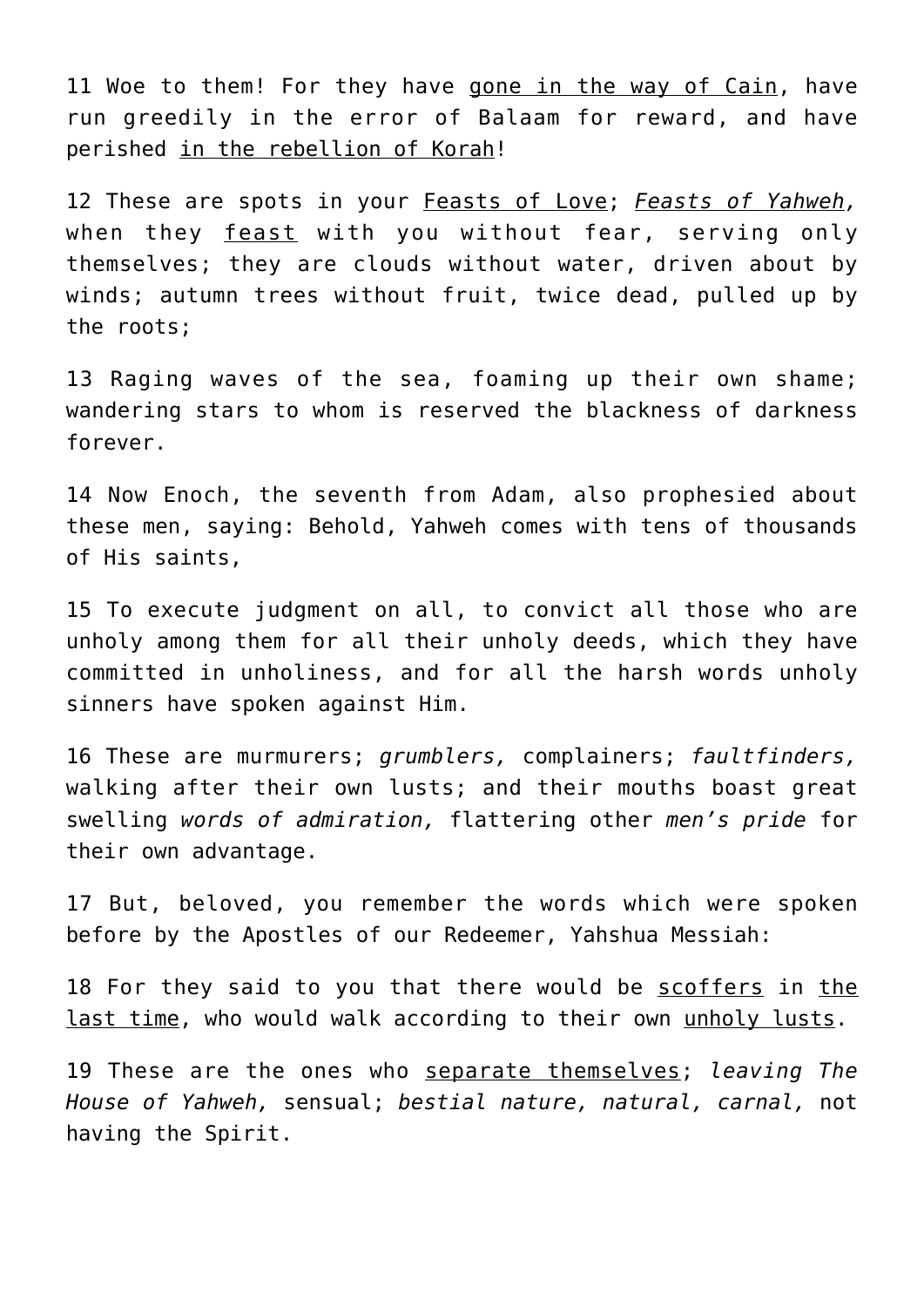11 Woe to them! For they have <u>gone in the way of Cain</u>, have run greedily in the error of Balaam for reward, and have perished <u>in the rebellion of Korah</u>!

12 These are spots in your <u>Feasts of Love</u>; <u>*Feasts of Yahweh,*</u> when they <u>feast</u> with you without fear, serving only themselves; they are clouds without water, driven about by winds; autumn trees without fruit, twice dead, pulled up by the roots;

13 Raging waves of the sea, foaming up their own shame; wandering stars to whom is reserved the blackness of darkness forever.

14 Now Enoch, the seventh from Adam, also prophesied about these men, saying: Behold, Yahweh comes with tens of thousands of His saints,

15 To execute judgment on all, to convict all those who are unholy among them for all their unholy deeds, which they have committed in unholiness, and for all the harsh words unholy sinners have spoken against Him.

16 These are murmurers; *grumblers,* complainers; *faultfinders,* walking after their own lusts; and their mouths boast great swelling *words of admiration,* flattering other *men's pride* for their own advantage.

17 But, beloved, you remember the words which were spoken before by the Apostles of our Redeemer, Yahshua Messiah:

18 For they said to you that there would be <u>scoffers</u> in <u>the last time</u>, who would walk according to their own <u>unholy lusts</u>.

19 These are the ones who <u>separate themselves</u>; *leaving The House of Yahweh,* sensual; *bestial nature, natural, carnal,* not having the Spirit.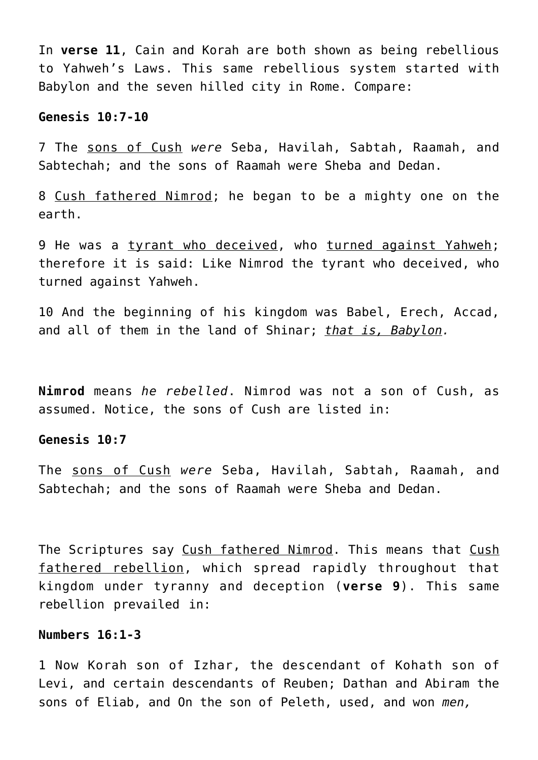In **verse 11**, Cain and Korah are both shown as being rebellious to Yahweh's Laws. This same rebellious system started with Babylon and the seven hilled city in Rome. Compare:

**Genesis 10:7-10**

7 The <u>sons of Cush</u> *were* Seba, Havilah, Sabtah, Raamah, and Sabtechah; and the sons of Raamah were Sheba and Dedan.

8 <u>Cush fathered Nimrod</u>; he began to be a mighty one on the earth.

9 He was a <u>tyrant who deceived</u>, who <u>turned against Yahweh</u>; therefore it is said: Like Nimrod the tyrant who deceived, who turned against Yahweh.

10 And the beginning of his kingdom was Babel, Erech, Accad, and all of them in the land of Shinar; <u>*that is, Babylon*</u>.

**Nimrod** means *he rebelled*. Nimrod was not a son of Cush, as assumed. Notice, the sons of Cush are listed in:

**Genesis 10:7**

The <u>sons of Cush</u> *were* Seba, Havilah, Sabtah, Raamah, and Sabtechah; and the sons of Raamah were Sheba and Dedan.

The Scriptures say <u>Cush fathered Nimrod</u>. This means that <u>Cush fathered rebellion</u>, which spread rapidly throughout that kingdom under tyranny and deception (**verse 9**). This same rebellion prevailed in:

**Numbers 16:1-3**

1 Now Korah son of Izhar, the descendant of Kohath son of Levi, and certain descendants of Reuben; Dathan and Abiram the sons of Eliab, and On the son of Peleth, used, and won *men,*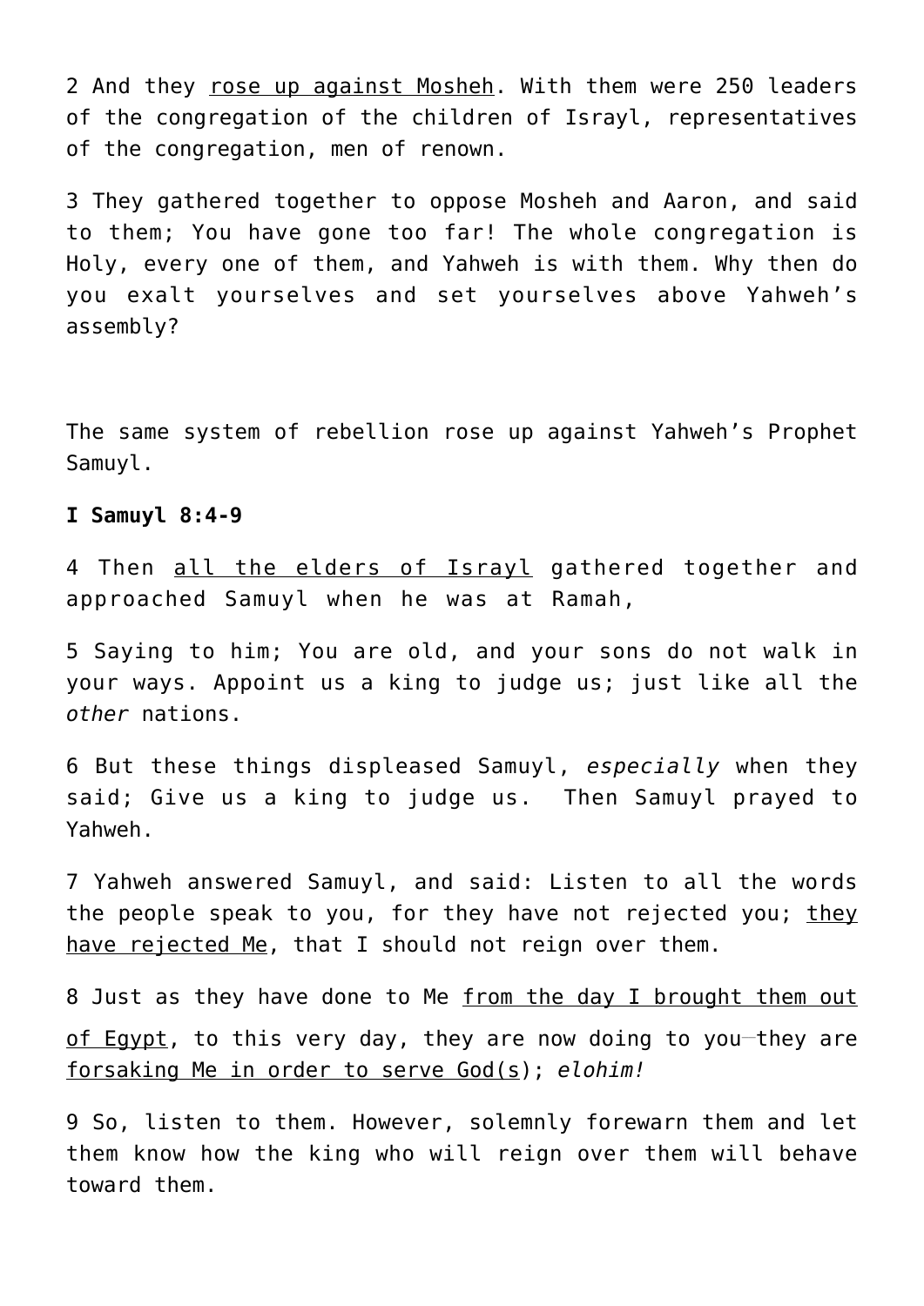2 And they <u>rose up against Mosheh</u>. With them were 250 leaders of the congregation of the children of Israyl, representatives of the congregation, men of renown.

3 They gathered together to oppose Mosheh and Aaron, and said to them; You have gone too far! The whole congregation is Holy, every one of them, and Yahweh is with them. Why then do you exalt yourselves and set yourselves above Yahweh's assembly?

The same system of rebellion rose up against Yahweh's Prophet Samuyl.

**I Samuyl 8:4-9**

4 Then <u>all the elders of Israyl</u> gathered together and approached Samuyl when he was at Ramah,

5 Saying to him; You are old, and your sons do not walk in your ways. Appoint us a king to judge us; just like all the *other* nations.

6 But these things displeased Samuyl, *especially* when they said; Give us a king to judge us. Then Samuyl prayed to Yahweh.

7 Yahweh answered Samuyl, and said: Listen to all the words the people speak to you, for they have not rejected you; <u>they have rejected Me</u>, that I should not reign over them.

8 Just as they have done to Me <u>from the day I brought them out of Egypt</u>, to this very day, they are now doing to you—they are <u>forsaking Me in order to serve God(s)</u>; *elohim!*

9 So, listen to them. However, solemnly forewarn them and let them know how the king who will reign over them will behave toward them.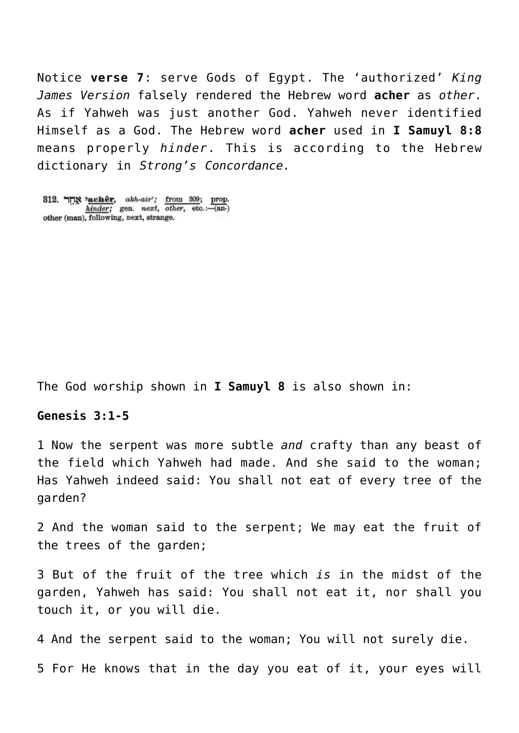Notice **verse 7**: serve Gods of Egypt. The 'authorized' *King James Version* falsely rendered the Hebrew word **acher** as *other*. As if Yahweh was just another God. Yahweh never identified Himself as a God. The Hebrew word **acher** used in **I Samuyl 8:8** means properly *hinder*. This is according to the Hebrew dictionary in *Strong's Concordance.*

812. אַחֵר **'achêr**, *akh-air'*; from 309; prop. *hinder*; gen. *next*, *other*, etc.:—(an-) other (man), following, next, strange.

The God worship shown in **I Samuyl 8** is also shown in:

**Genesis 3:1-5**

1 Now the serpent was more subtle *and* crafty than any beast of the field which Yahweh had made. And she said to the woman; Has Yahweh indeed said: You shall not eat of every tree of the garden?

2 And the woman said to the serpent; We may eat the fruit of the trees of the garden;

3 But of the fruit of the tree which *is* in the midst of the garden, Yahweh has said: You shall not eat it, nor shall you touch it, or you will die.

4 And the serpent said to the woman; You will not surely die.

5 For He knows that in the day you eat of it, your eyes will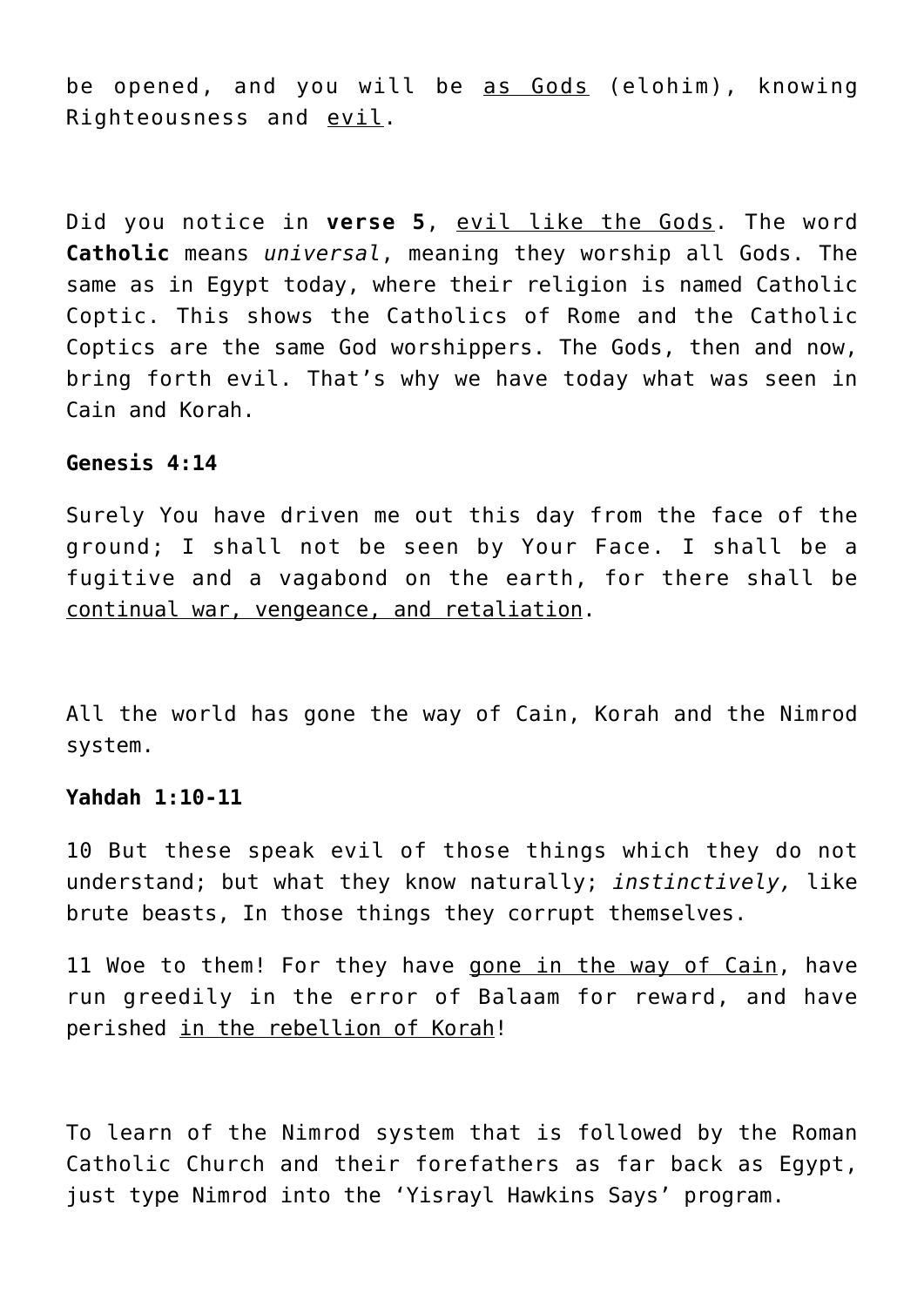be opened, and you will be <u>as Gods</u> (elohim), knowing Righteousness and <u>evil</u>.

Did you notice in **verse 5**, <u>evil like the Gods</u>. The word **Catholic** means *universal*, meaning they worship all Gods. The same as in Egypt today, where their religion is named Catholic Coptic. This shows the Catholics of Rome and the Catholic Coptics are the same God worshippers. The Gods, then and now, bring forth evil. That's why we have today what was seen in Cain and Korah.

**Genesis 4:14**

Surely You have driven me out this day from the face of the ground; I shall not be seen by Your Face. I shall be a fugitive and a vagabond on the earth, for there shall be <u>continual war, vengeance, and retaliation</u>.

All the world has gone the way of Cain, Korah and the Nimrod system.

**Yahdah 1:10-11**

10 But these speak evil of those things which they do not understand; but what they know naturally; *instinctively,* like brute beasts, In those things they corrupt themselves.

11 Woe to them! For they have <u>gone in the way of Cain</u>, have run greedily in the error of Balaam for reward, and have perished <u>in the rebellion of Korah</u>!

To learn of the Nimrod system that is followed by the Roman Catholic Church and their forefathers as far back as Egypt, just type Nimrod into the 'Yisrayl Hawkins Says' program.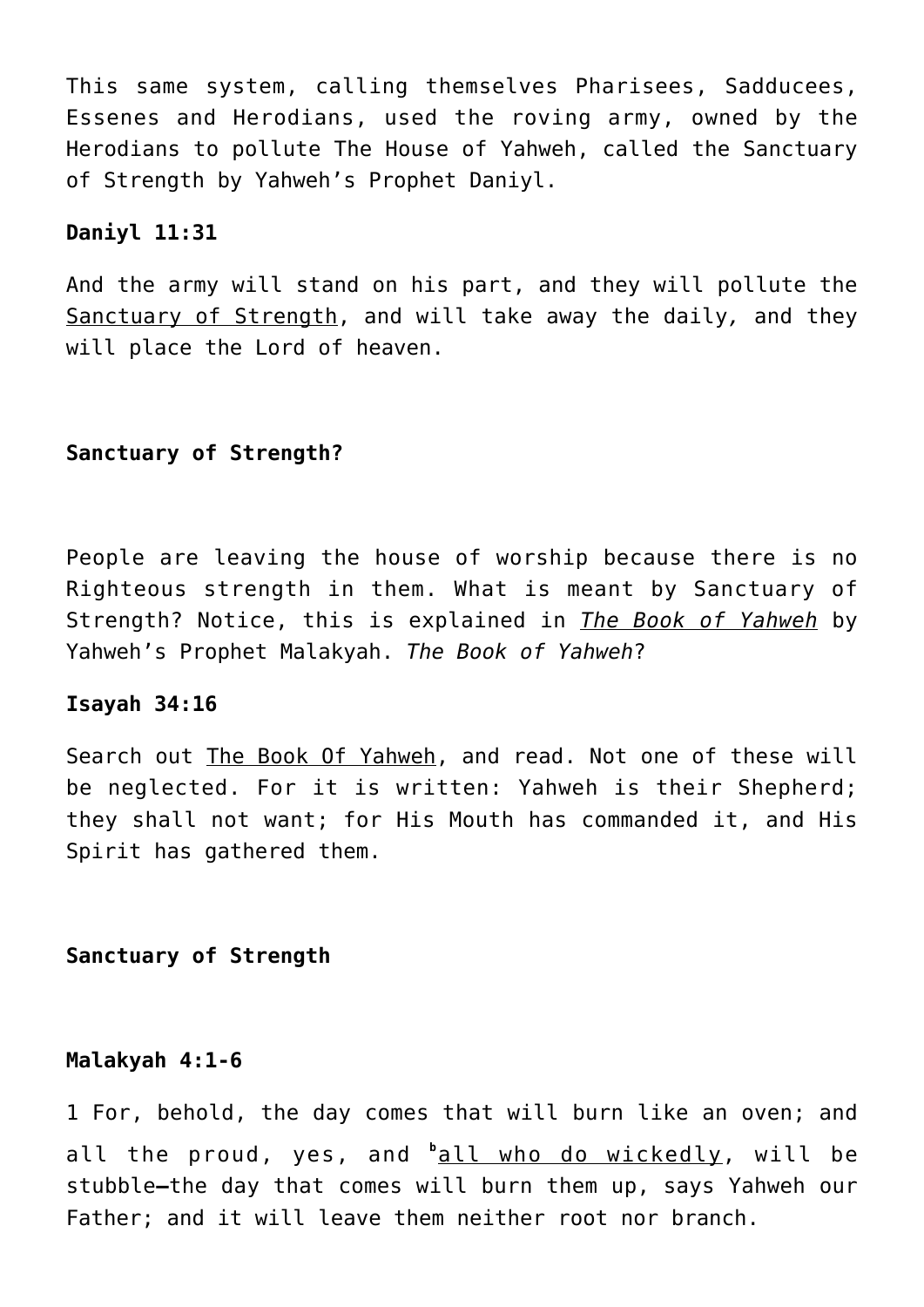This same system, calling themselves Pharisees, Sadducees, Essenes and Herodians, used the roving army, owned by the Herodians to pollute The House of Yahweh, called the Sanctuary of Strength by Yahweh's Prophet Daniyl.

**Daniyl 11:31**

And the army will stand on his part, and they will pollute the <u>Sanctuary of Strength</u>, and will take away the daily, and they will place the Lord of heaven.

**Sanctuary of Strength?**

People are leaving the house of worship because there is no Righteous strength in them. What is meant by Sanctuary of Strength? Notice, this is explained in ***<u>The Book of Yahweh</u>*** by Yahweh's Prophet Malakyah. *The Book of Yahweh*?

**Isayah 34:16**

Search out <u>The Book Of Yahweh</u>, and read. Not one of these will be neglected. For it is written: Yahweh is their Shepherd; they shall not want; for His Mouth has commanded it, and His Spirit has gathered them.

**Sanctuary of Strength**

**Malakyah 4:1-6**

1 For, behold, the day comes that will burn like an oven; and all the proud, yes, and [b]<u>all who do wickedly</u>, will be stubble—the day that comes will burn them up, says Yahweh our Father; and it will leave them neither root nor branch.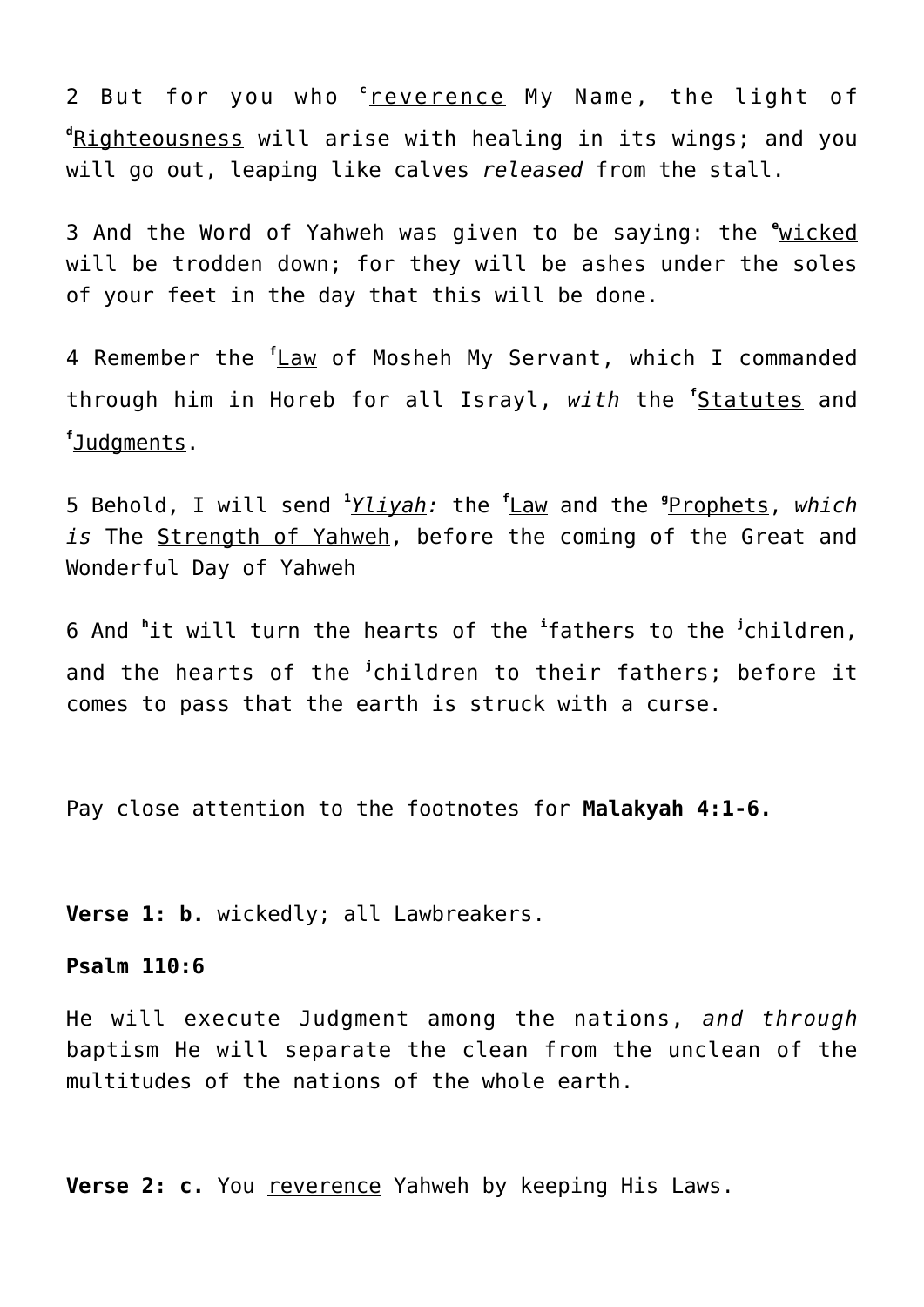2 But for you who [c]reverence My Name, the light of [d]Righteousness will arise with healing in its wings; and you will go out, leaping like calves *released* from the stall.

3 And the Word of Yahweh was given to be saying: the [e]wicked will be trodden down; for they will be ashes under the soles of your feet in the day that this will be done.

4 Remember the [f]Law of Mosheh My Servant, which I commanded through him in Horeb for all Israyl, *with* the [f]Statutes and [f]Judgments.

5 Behold, I will send [1]*Yliyah:* the [f]Law and the [g]Prophets, *which is* The Strength of Yahweh, before the coming of the Great and Wonderful Day of Yahweh

6 And [h]it will turn the hearts of the [i]fathers to the [j]children, and the hearts of the [j]children to their fathers; before it comes to pass that the earth is struck with a curse.

Pay close attention to the footnotes for **Malakyah 4:1-6.**

**Verse 1: b.** wickedly; all Lawbreakers.

**Psalm 110:6**

He will execute Judgment among the nations, *and through* baptism He will separate the clean from the unclean of the multitudes of the nations of the whole earth.

**Verse 2: c.** You reverence Yahweh by keeping His Laws.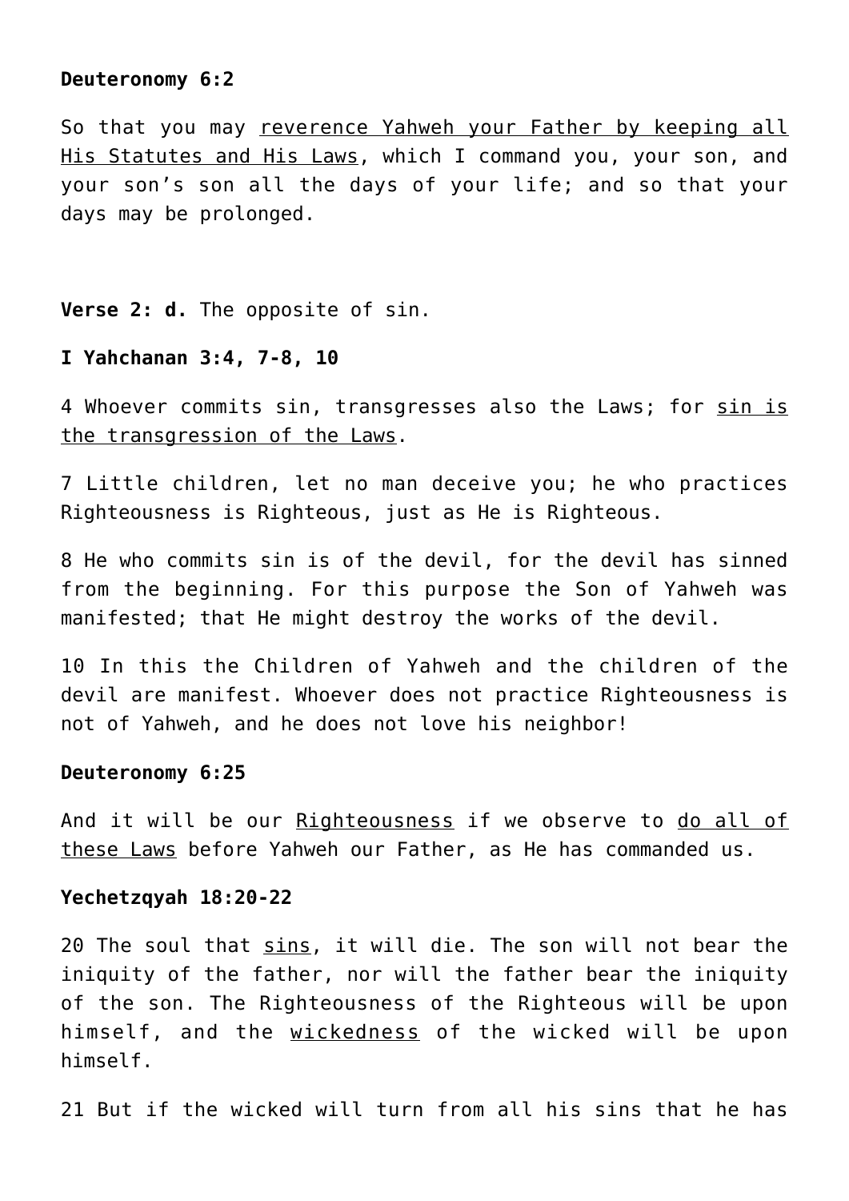**Deuteronomy 6:2**

So that you may <u>reverence Yahweh your Father by keeping all His Statutes and His Laws</u>, which I command you, your son, and your son's son all the days of your life; and so that your days may be prolonged.

**Verse 2: d.** The opposite of sin.

**I Yahchanan 3:4, 7-8, 10**

4 Whoever commits sin, transgresses also the Laws; for <u>sin is the transgression of the Laws</u>.

7 Little children, let no man deceive you; he who practices Righteousness is Righteous, just as He is Righteous.

8 He who commits sin is of the devil, for the devil has sinned from the beginning. For this purpose the Son of Yahweh was manifested; that He might destroy the works of the devil.

10 In this the Children of Yahweh and the children of the devil are manifest. Whoever does not practice Righteousness is not of Yahweh, and he does not love his neighbor!

**Deuteronomy 6:25**

And it will be our <u>Righteousness</u> if we observe to <u>do all of these Laws</u> before Yahweh our Father, as He has commanded us.

**Yechetzqyah 18:20-22**

20 The soul that <u>sins</u>, it will die. The son will not bear the iniquity of the father, nor will the father bear the iniquity of the son. The Righteousness of the Righteous will be upon himself, and the <u>wickedness</u> of the wicked will be upon himself.

21 But if the wicked will turn from all his sins that he has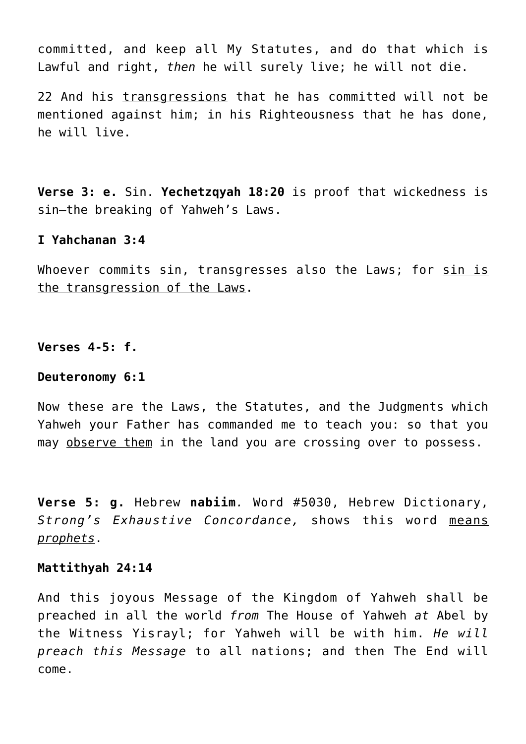committed, and keep all My Statutes, and do that which is Lawful and right, *then* he will surely live; he will not die.

22 And his transgressions that he has committed will not be mentioned against him; in his Righteousness that he has done, he will live.

**Verse 3: e.** Sin. **Yechetzqyah 18:20** is proof that wickedness is sin—the breaking of Yahweh's Laws.

**I Yahchanan 3:4**

Whoever commits sin, transgresses also the Laws; for sin is the transgression of the Laws.

**Verses 4-5: f.**

**Deuteronomy 6:1**

Now these are the Laws, the Statutes, and the Judgments which Yahweh your Father has commanded me to teach you: so that you may observe them in the land you are crossing over to possess.

**Verse 5: g.** Hebrew **nabiim***.* Word #5030, Hebrew Dictionary, *Strong's Exhaustive Concordance,* shows this word means *prophets*.

**Mattithyah 24:14**

And this joyous Message of the Kingdom of Yahweh shall be preached in all the world *from* The House of Yahweh *at* Abel by the Witness Yisrayl; for Yahweh will be with him. *He will preach this Message* to all nations; and then The End will come.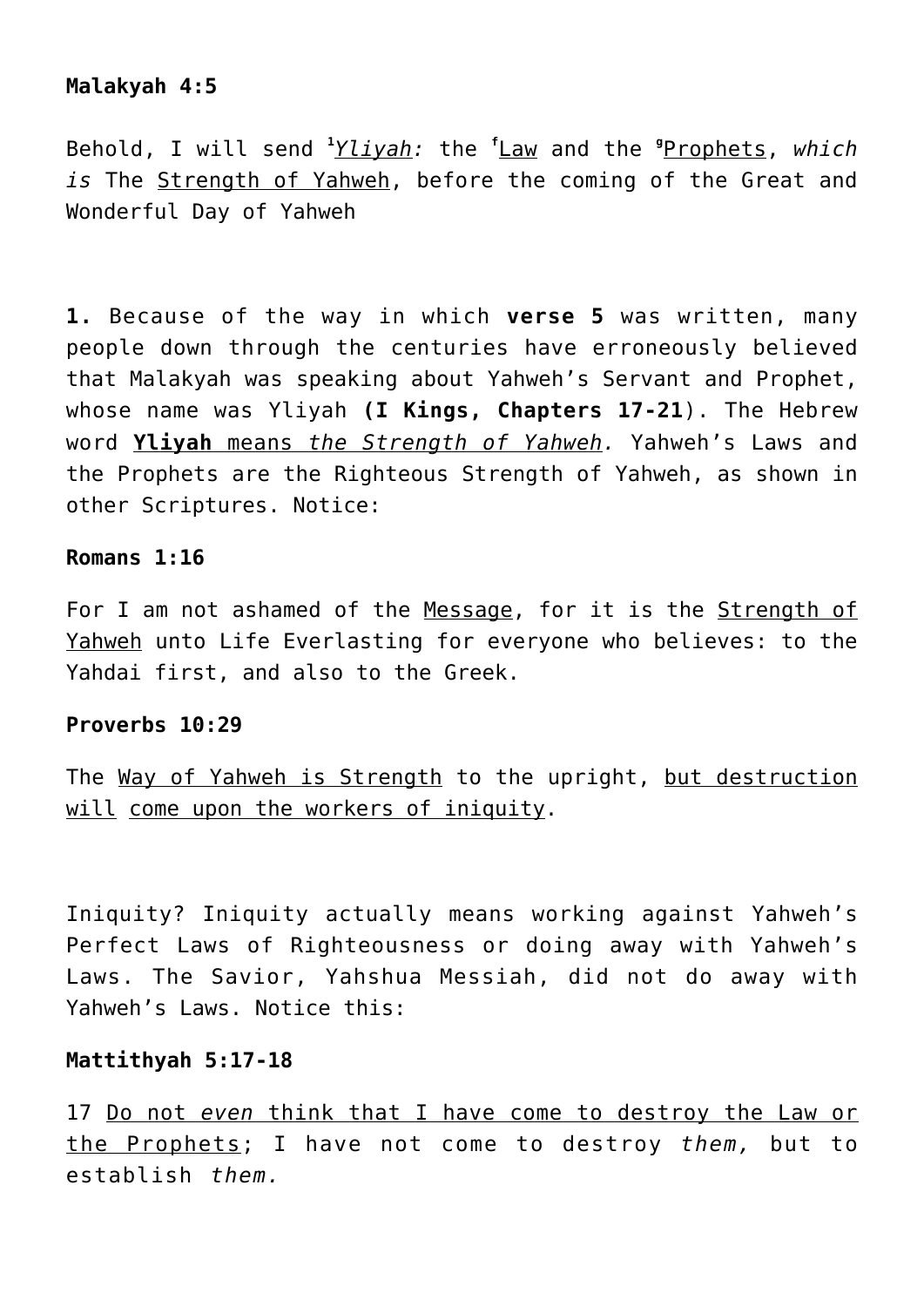**Malakyah 4:5**

Behold, I will send [1]*Yliyah:* the [f]Law and the [g]Prophets, *which is* The Strength of Yahweh, before the coming of the Great and Wonderful Day of Yahweh

**1.** Because of the way in which **verse 5** was written, many people down through the centuries have erroneously believed that Malakyah was speaking about Yahweh's Servant and Prophet, whose name was Yliyah **(I Kings, Chapters 17-21**). The Hebrew word **Yliyah** means *the Strength of Yahweh.* Yahweh's Laws and the Prophets are the Righteous Strength of Yahweh, as shown in other Scriptures. Notice:

**Romans 1:16**

For I am not ashamed of the Message, for it is the Strength of Yahweh unto Life Everlasting for everyone who believes: to the Yahdai first, and also to the Greek.

**Proverbs 10:29**

The Way of Yahweh is Strength to the upright, but destruction will come upon the workers of iniquity.

Iniquity? Iniquity actually means working against Yahweh's Perfect Laws of Righteousness or doing away with Yahweh's Laws. The Savior, Yahshua Messiah, did not do away with Yahweh's Laws. Notice this:

**Mattithyah 5:17-18**

17 Do not *even* think that I have come to destroy the Law or the Prophets; I have not come to destroy *them,* but to establish *them.*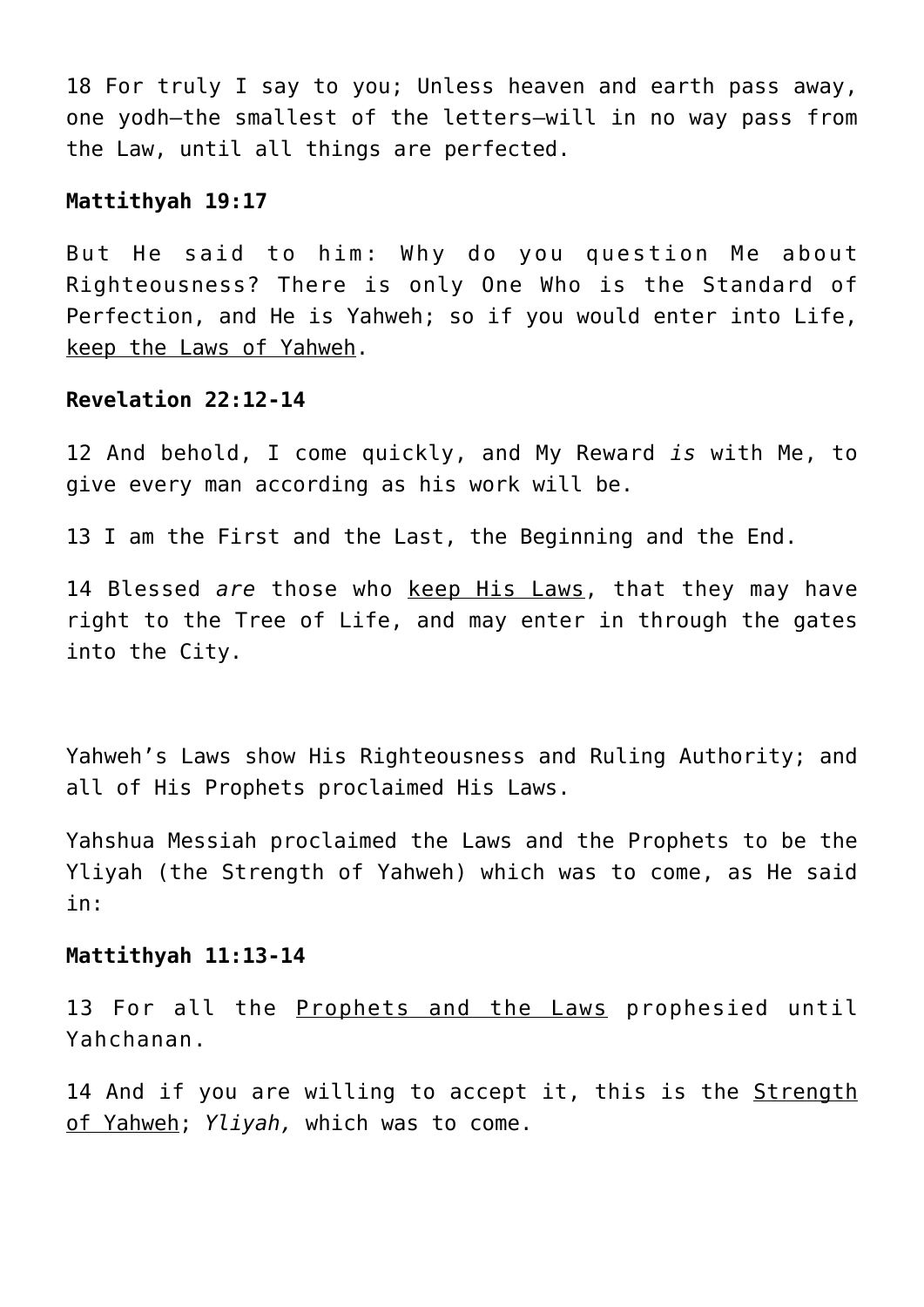18 For truly I say to you; Unless heaven and earth pass away, one yodh—the smallest of the letters—will in no way pass from the Law, until all things are perfected.

**Mattithyah 19:17**

But He said to him: Why do you question Me about Righteousness? There is only One Who is the Standard of Perfection, and He is Yahweh; so if you would enter into Life, <u>keep the Laws of Yahweh</u>.

**Revelation 22:12-14**

12 And behold, I come quickly, and My Reward *is* with Me, to give every man according as his work will be.

13 I am the First and the Last, the Beginning and the End.

14 Blessed *are* those who <u>keep His Laws</u>, that they may have right to the Tree of Life, and may enter in through the gates into the City.

Yahweh's Laws show His Righteousness and Ruling Authority; and all of His Prophets proclaimed His Laws.

Yahshua Messiah proclaimed the Laws and the Prophets to be the Yliyah (the Strength of Yahweh) which was to come, as He said in:

**Mattithyah 11:13-14**

13 For all the <u>Prophets and the Laws</u> prophesied until Yahchanan.

14 And if you are willing to accept it, this is the <u>Strength of Yahweh</u>; *Yliyah,* which was to come.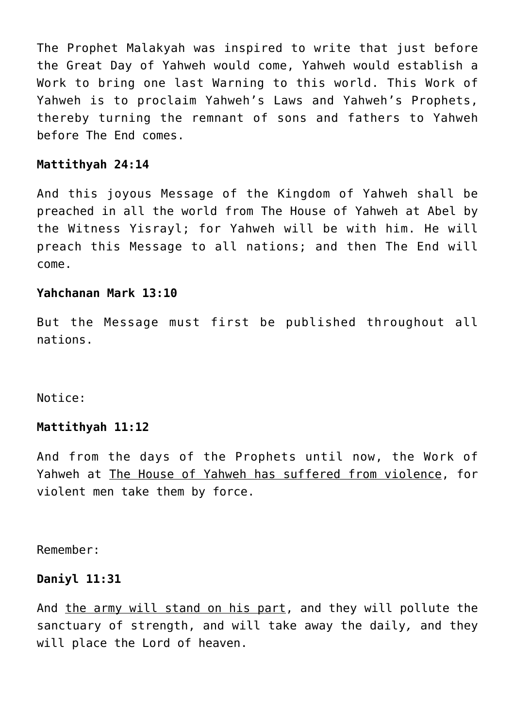The Prophet Malakyah was inspired to write that just before the Great Day of Yahweh would come, Yahweh would establish a Work to bring one last Warning to this world. This Work of Yahweh is to proclaim Yahweh's Laws and Yahweh's Prophets, thereby turning the remnant of sons and fathers to Yahweh before The End comes.

**Mattithyah 24:14**

And this joyous Message of the Kingdom of Yahweh shall be preached in all the world from The House of Yahweh at Abel by the Witness Yisrayl; for Yahweh will be with him. He will preach this Message to all nations; and then The End will come.

**Yahchanan Mark 13:10**

But the Message must first be published throughout all nations.

Notice:

**Mattithyah 11:12**

And from the days of the Prophets until now, the Work of Yahweh at <u>The House of Yahweh has suffered from violence</u>, for violent men take them by force.

Remember:

**Daniyl 11:31**

And <u>the army will stand on his part</u>, and they will pollute the sanctuary of strength, and will take away the daily, and they will place the Lord of heaven.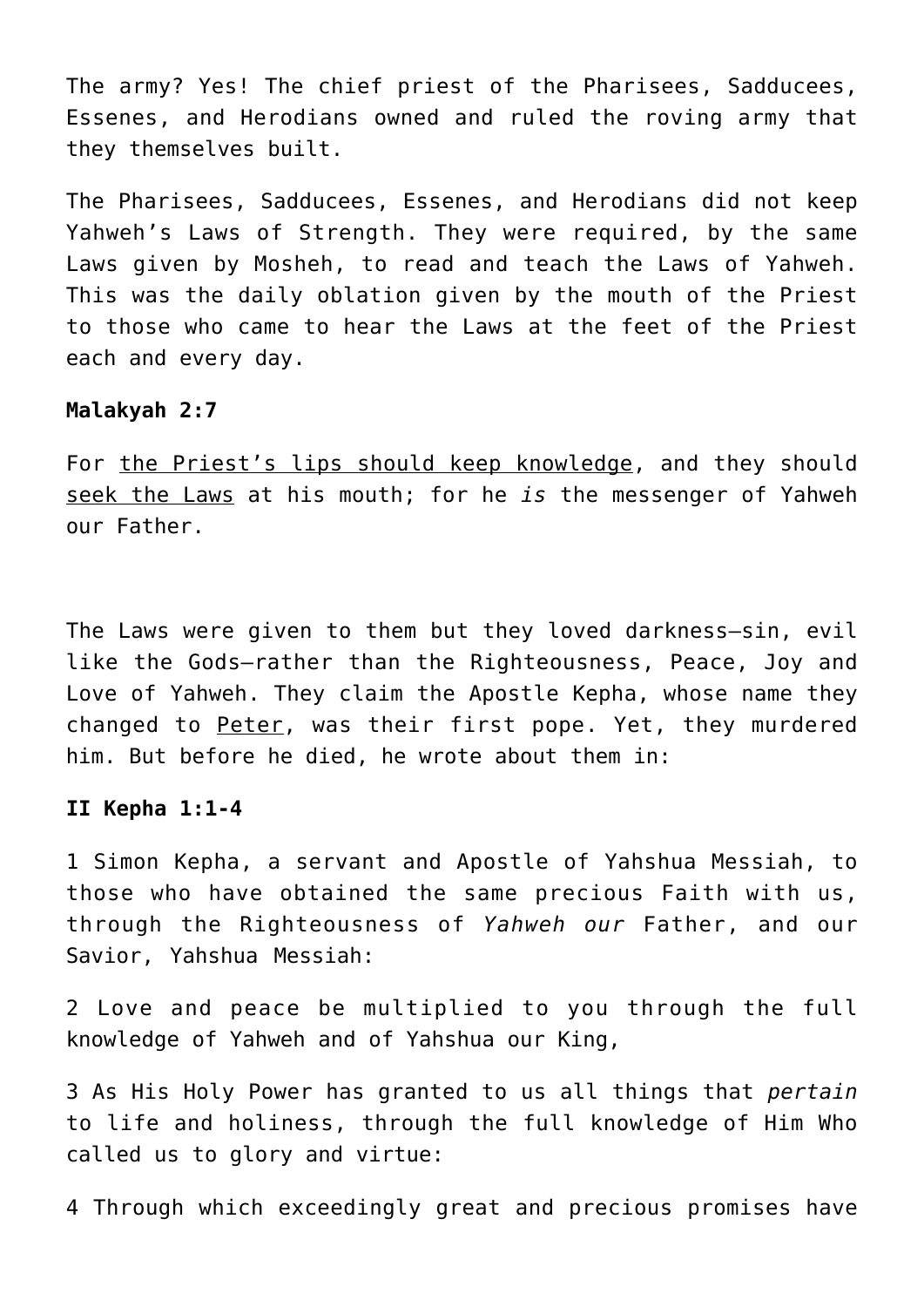The army? Yes! The chief priest of the Pharisees, Sadducees, Essenes, and Herodians owned and ruled the roving army that they themselves built.

The Pharisees, Sadducees, Essenes, and Herodians did not keep Yahweh's Laws of Strength. They were required, by the same Laws given by Mosheh, to read and teach the Laws of Yahweh. This was the daily oblation given by the mouth of the Priest to those who came to hear the Laws at the feet of the Priest each and every day.

**Malakyah 2:7**

For <u>the Priest's lips should keep knowledge</u>, and they should <u>seek the Laws</u> at his mouth; for he *is* the messenger of Yahweh our Father.

The Laws were given to them but they loved darkness—sin, evil like the Gods—rather than the Righteousness, Peace, Joy and Love of Yahweh. They claim the Apostle Kepha, whose name they changed to <u>Peter</u>, was their first pope. Yet, they murdered him. But before he died, he wrote about them in:

**II Kepha 1:1-4**

1 Simon Kepha, a servant and Apostle of Yahshua Messiah, to those who have obtained the same precious Faith with us, through the Righteousness of *Yahweh our* Father, and our Savior, Yahshua Messiah:

2 Love and peace be multiplied to you through the full knowledge of Yahweh and of Yahshua our King,

3 As His Holy Power has granted to us all things that *pertain* to life and holiness, through the full knowledge of Him Who called us to glory and virtue:

4 Through which exceedingly great and precious promises have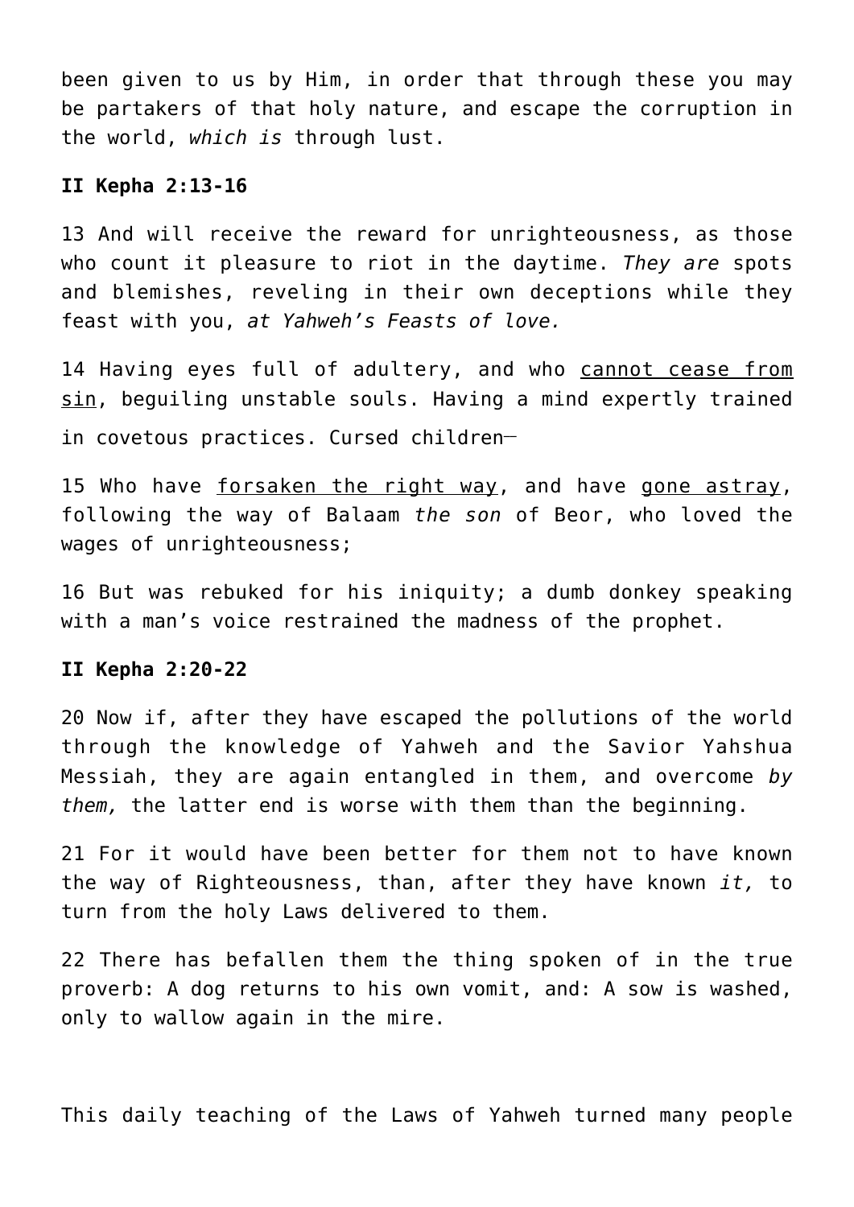been given to us by Him, in order that through these you may be partakers of that holy nature, and escape the corruption in the world, *which is* through lust.

**II Kepha 2:13-16**

13 And will receive the reward for unrighteousness, as those who count it pleasure to riot in the daytime. *They are* spots and blemishes, reveling in their own deceptions while they feast with you, *at Yahweh's Feasts of love.*

14 Having eyes full of adultery, and who <u>cannot cease from sin</u>, beguiling unstable souls. Having a mind expertly trained in covetous practices. Cursed children—

15 Who have <u>forsaken the right way</u>, and have <u>gone astray</u>, following the way of Balaam *the son* of Beor, who loved the wages of unrighteousness;

16 But was rebuked for his iniquity; a dumb donkey speaking with a man's voice restrained the madness of the prophet.

**II Kepha 2:20-22**

20 Now if, after they have escaped the pollutions of the world through the knowledge of Yahweh and the Savior Yahshua Messiah, they are again entangled in them, and overcome *by them,* the latter end is worse with them than the beginning.

21 For it would have been better for them not to have known the way of Righteousness, than, after they have known *it,* to turn from the holy Laws delivered to them.

22 There has befallen them the thing spoken of in the true proverb: A dog returns to his own vomit, and: A sow is washed, only to wallow again in the mire.

This daily teaching of the Laws of Yahweh turned many people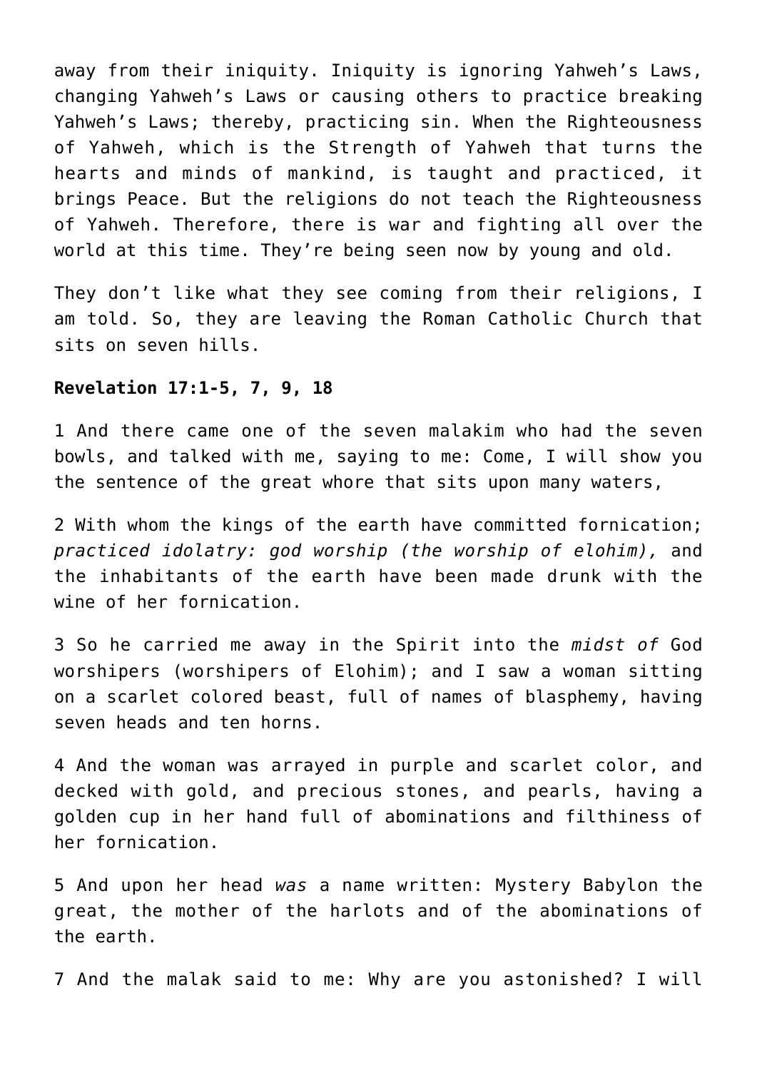away from their iniquity. Iniquity is ignoring Yahweh's Laws, changing Yahweh's Laws or causing others to practice breaking Yahweh's Laws; thereby, practicing sin. When the Righteousness of Yahweh, which is the Strength of Yahweh that turns the hearts and minds of mankind, is taught and practiced, it brings Peace. But the religions do not teach the Righteousness of Yahweh. Therefore, there is war and fighting all over the world at this time. They're being seen now by young and old.

They don't like what they see coming from their religions, I am told. So, they are leaving the Roman Catholic Church that sits on seven hills.

**Revelation 17:1-5, 7, 9, 18**

1 And there came one of the seven malakim who had the seven bowls, and talked with me, saying to me: Come, I will show you the sentence of the great whore that sits upon many waters,

2 With whom the kings of the earth have committed fornication; *practiced idolatry: god worship (the worship of elohim),* and the inhabitants of the earth have been made drunk with the wine of her fornication.

3 So he carried me away in the Spirit into the *midst of* God worshipers (worshipers of Elohim); and I saw a woman sitting on a scarlet colored beast, full of names of blasphemy, having seven heads and ten horns.

4 And the woman was arrayed in purple and scarlet color, and decked with gold, and precious stones, and pearls, having a golden cup in her hand full of abominations and filthiness of her fornication.

5 And upon her head *was* a name written: Mystery Babylon the great, the mother of the harlots and of the abominations of the earth.

7 And the malak said to me: Why are you astonished? I will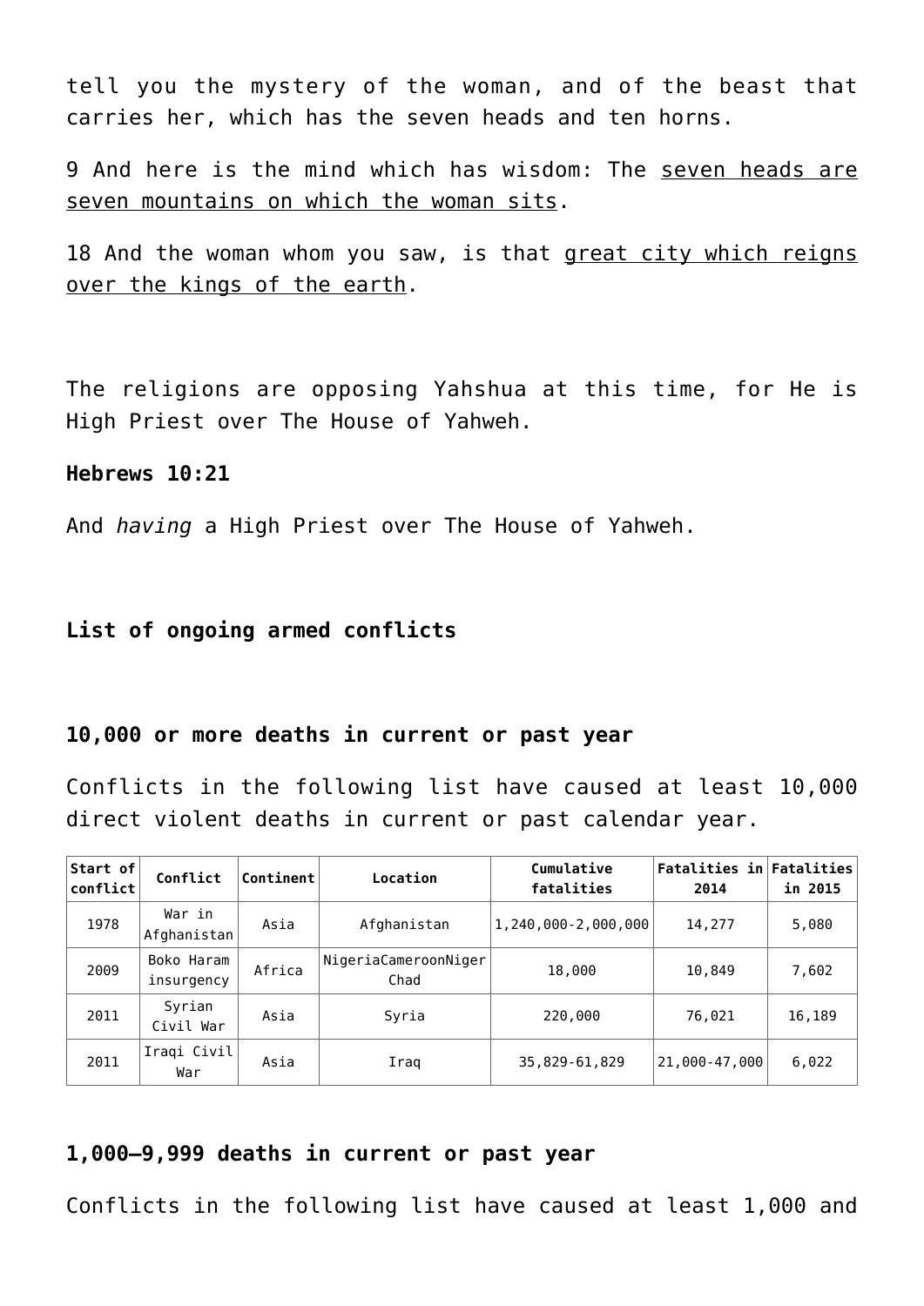tell you the mystery of the woman, and of the beast that carries her, which has the seven heads and ten horns.

9 And here is the mind which has wisdom: The <u>seven heads are seven mountains on which the woman sits</u>.

18 And the woman whom you saw, is that <u>great city which reigns over the kings of the earth</u>.

The religions are opposing Yahshua at this time, for He is High Priest over The House of Yahweh.

**Hebrews 10:21**

And *having* a High Priest over The House of Yahweh.

**List of ongoing armed conflicts**

**10,000 or more deaths in current or past year**

Conflicts in the following list have caused at least 10,000 direct violent deaths in current or past calendar year.

| Start of conflict | Conflict | Continent | Location | Cumulative fatalities | Fatalities in 2014 | Fatalities in 2015 |
|---|---|---|---|---|---|---|
| 1978 | War in Afghanistan | Asia | Afghanistan | 1,240,000-2,000,000 | 14,277 | 5,080 |
| 2009 | Boko Haram insurgency | Africa | NigeriaCameroonNiger Chad | 18,000 | 10,849 | 7,602 |
| 2011 | Syrian Civil War | Asia | Syria | 220,000 | 76,021 | 16,189 |
| 2011 | Iraqi Civil War | Asia | Iraq | 35,829-61,829 | 21,000-47,000 | 6,022 |

**1,000–9,999 deaths in current or past year**

Conflicts in the following list have caused at least 1,000 and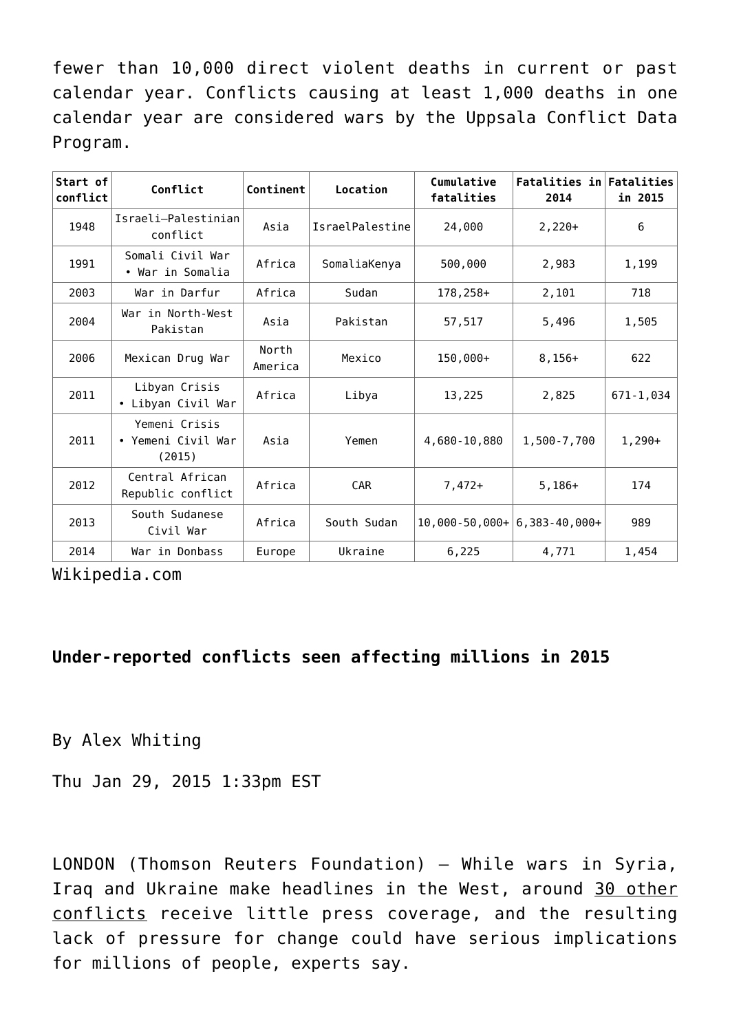fewer than 10,000 direct violent deaths in current or past calendar year. Conflicts causing at least 1,000 deaths in one calendar year are considered wars by the Uppsala Conflict Data Program.

| Start of conflict | Conflict | Continent | Location | Cumulative fatalities | Fatalities in 2014 | Fatalities in 2015 |
|---|---|---|---|---|---|---|
| 1948 | Israeli–Palestinian conflict | Asia | IsraelPalestine | 24,000 | 2,220+ | 6 |
| 1991 | Somali Civil War • War in Somalia | Africa | SomaliaKenya | 500,000 | 2,983 | 1,199 |
| 2003 | War in Darfur | Africa | Sudan | 178,258+ | 2,101 | 718 |
| 2004 | War in North-West Pakistan | Asia | Pakistan | 57,517 | 5,496 | 1,505 |
| 2006 | Mexican Drug War | North America | Mexico | 150,000+ | 8,156+ | 622 |
| 2011 | Libyan Crisis • Libyan Civil War | Africa | Libya | 13,225 | 2,825 | 671-1,034 |
| 2011 | Yemeni Crisis • Yemeni Civil War (2015) | Asia | Yemen | 4,680-10,880 | 1,500-7,700 | 1,290+ |
| 2012 | Central African Republic conflict | Africa | CAR | 7,472+ | 5,186+ | 174 |
| 2013 | South Sudanese Civil War | Africa | South Sudan | 10,000-50,000+ | 6,383-40,000+ | 989 |
| 2014 | War in Donbass | Europe | Ukraine | 6,225 | 4,771 | 1,454 |

Wikipedia.com

**Under-reported conflicts seen affecting millions in 2015**

By Alex Whiting

Thu Jan 29, 2015 1:33pm EST

LONDON (Thomson Reuters Foundation) – While wars in Syria, Iraq and Ukraine make headlines in the West, around 30 other conflicts receive little press coverage, and the resulting lack of pressure for change could have serious implications for millions of people, experts say.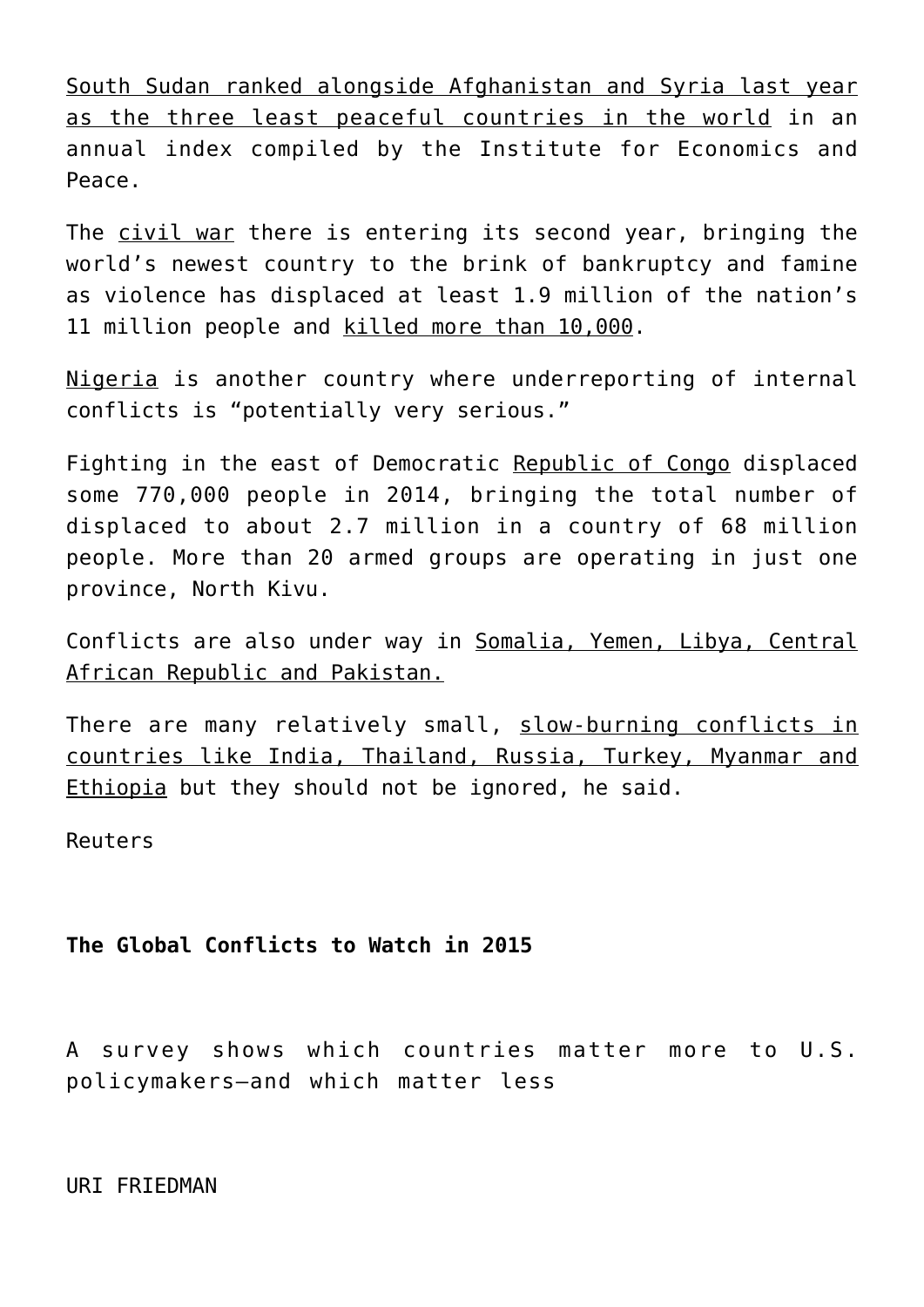South Sudan ranked alongside Afghanistan and Syria last year as the three least peaceful countries in the world in an annual index compiled by the Institute for Economics and Peace.

The civil war there is entering its second year, bringing the world's newest country to the brink of bankruptcy and famine as violence has displaced at least 1.9 million of the nation's 11 million people and killed more than 10,000.

Nigeria is another country where underreporting of internal conflicts is "potentially very serious."

Fighting in the east of Democratic Republic of Congo displaced some 770,000 people in 2014, bringing the total number of displaced to about 2.7 million in a country of 68 million people. More than 20 armed groups are operating in just one province, North Kivu.

Conflicts are also under way in Somalia, Yemen, Libya, Central African Republic and Pakistan.

There are many relatively small, slow-burning conflicts in countries like India, Thailand, Russia, Turkey, Myanmar and Ethiopia but they should not be ignored, he said.

Reuters

**The Global Conflicts to Watch in 2015**

A survey shows which countries matter more to U.S. policymakers—and which matter less

URI FRIEDMAN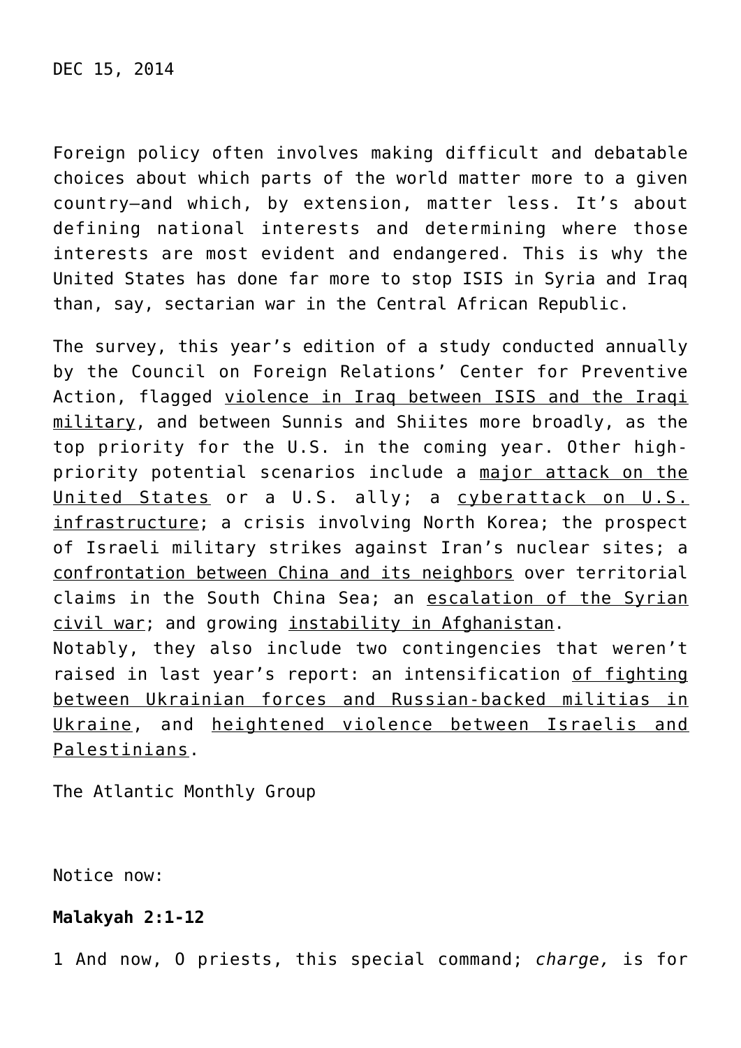DEC 15, 2014

Foreign policy often involves making difficult and debatable choices about which parts of the world matter more to a given country—and which, by extension, matter less. It's about defining national interests and determining where those interests are most evident and endangered. This is why the United States has done far more to stop ISIS in Syria and Iraq than, say, sectarian war in the Central African Republic.

The survey, this year's edition of a study conducted annually by the Council on Foreign Relations' Center for Preventive Action, flagged violence in Iraq between ISIS and the Iraqi military, and between Sunnis and Shiites more broadly, as the top priority for the U.S. in the coming year. Other high-priority potential scenarios include a major attack on the United States or a U.S. ally; a cyberattack on U.S. infrastructure; a crisis involving North Korea; the prospect of Israeli military strikes against Iran's nuclear sites; a confrontation between China and its neighbors over territorial claims in the South China Sea; an escalation of the Syrian civil war; and growing instability in Afghanistan.
Notably, they also include two contingencies that weren't raised in last year's report: an intensification of fighting between Ukrainian forces and Russian-backed militias in Ukraine, and heightened violence between Israelis and Palestinians.

The Atlantic Monthly Group

Notice now:

**Malakyah 2:1-12**

1 And now, O priests, this special command; *charge,* is for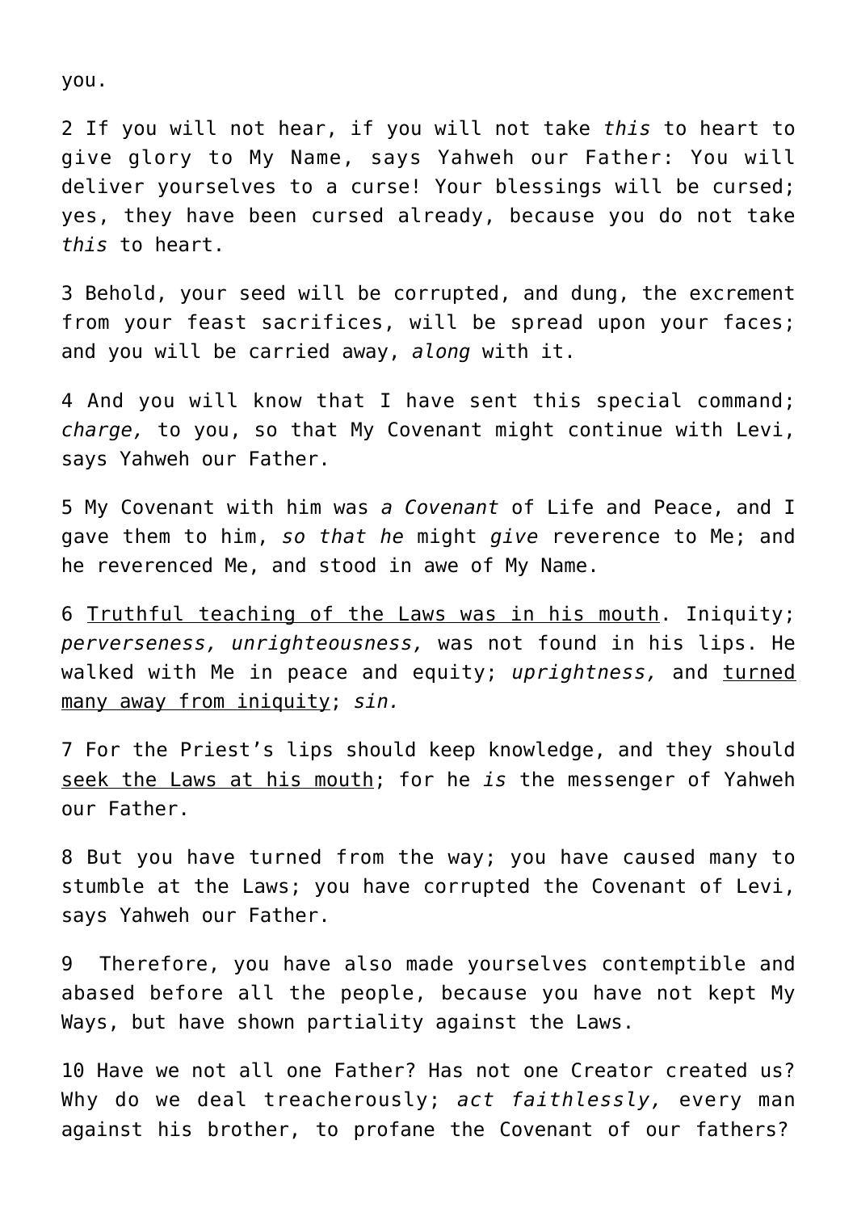you.

2 If you will not hear, if you will not take *this* to heart to give glory to My Name, says Yahweh our Father: You will deliver yourselves to a curse! Your blessings will be cursed; yes, they have been cursed already, because you do not take *this* to heart.

3 Behold, your seed will be corrupted, and dung, the excrement from your feast sacrifices, will be spread upon your faces; and you will be carried away, *along* with it.

4 And you will know that I have sent this special command; *charge,* to you, so that My Covenant might continue with Levi, says Yahweh our Father.

5 My Covenant with him was *a Covenant* of Life and Peace, and I gave them to him, *so that he* might *give* reverence to Me; and he reverenced Me, and stood in awe of My Name.

6 <u>Truthful teaching of the Laws was in his mouth</u>. Iniquity; *perverseness, unrighteousness,* was not found in his lips. He walked with Me in peace and equity; *uprightness,* and <u>turned many away from iniquity</u>; *sin.*

7 For the Priest's lips should keep knowledge, and they should <u>seek the Laws at his mouth</u>; for he *is* the messenger of Yahweh our Father.

8 But you have turned from the way; you have caused many to stumble at the Laws; you have corrupted the Covenant of Levi, says Yahweh our Father.

9 Therefore, you have also made yourselves contemptible and abased before all the people, because you have not kept My Ways, but have shown partiality against the Laws.

10 Have we not all one Father? Has not one Creator created us? Why do we deal treacherously; *act faithlessly,* every man against his brother, to profane the Covenant of our fathers?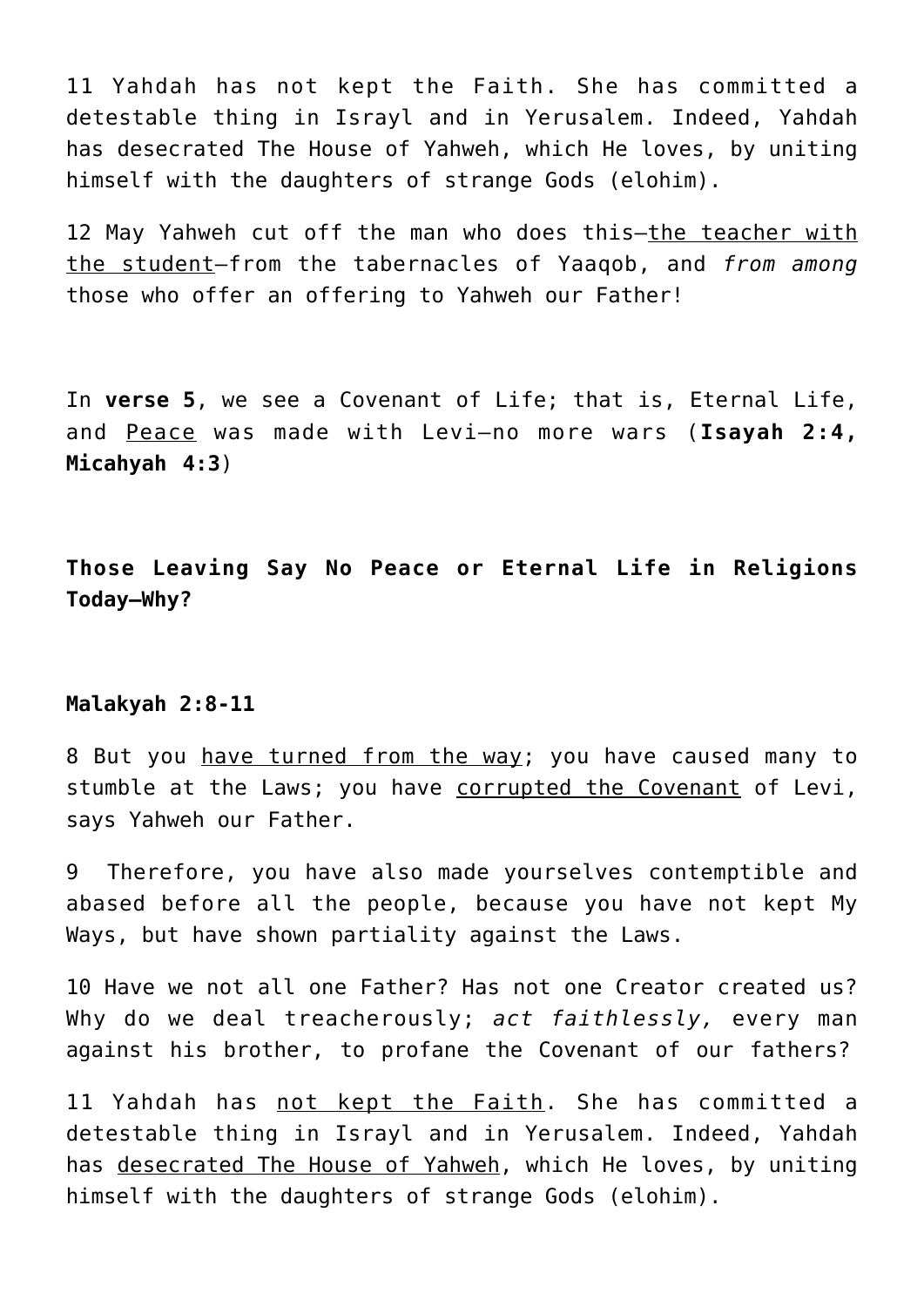11 Yahdah has not kept the Faith. She has committed a detestable thing in Israyl and in Yerusalem. Indeed, Yahdah has desecrated The House of Yahweh, which He loves, by uniting himself with the daughters of strange Gods (elohim).

12 May Yahweh cut off the man who does this—<u>the teacher with the student</u>—from the tabernacles of Yaaqob, and *from among* those who offer an offering to Yahweh our Father!

In **verse 5**, we see a Covenant of Life; that is, Eternal Life, and <u>Peace</u> was made with Levi—no more wars (**Isayah 2:4, Micahyah 4:3**)

**Those Leaving Say No Peace or Eternal Life in Religions Today—Why?**

**Malakyah 2:8-11**

8 But you <u>have turned from the way</u>; you have caused many to stumble at the Laws; you have <u>corrupted the Covenant</u> of Levi, says Yahweh our Father.

9 Therefore, you have also made yourselves contemptible and abased before all the people, because you have not kept My Ways, but have shown partiality against the Laws.

10 Have we not all one Father? Has not one Creator created us? Why do we deal treacherously; *act faithlessly,* every man against his brother, to profane the Covenant of our fathers?

11 Yahdah has <u>not kept the Faith</u>. She has committed a detestable thing in Israyl and in Yerusalem. Indeed, Yahdah has <u>desecrated The House of Yahweh</u>, which He loves, by uniting himself with the daughters of strange Gods (elohim).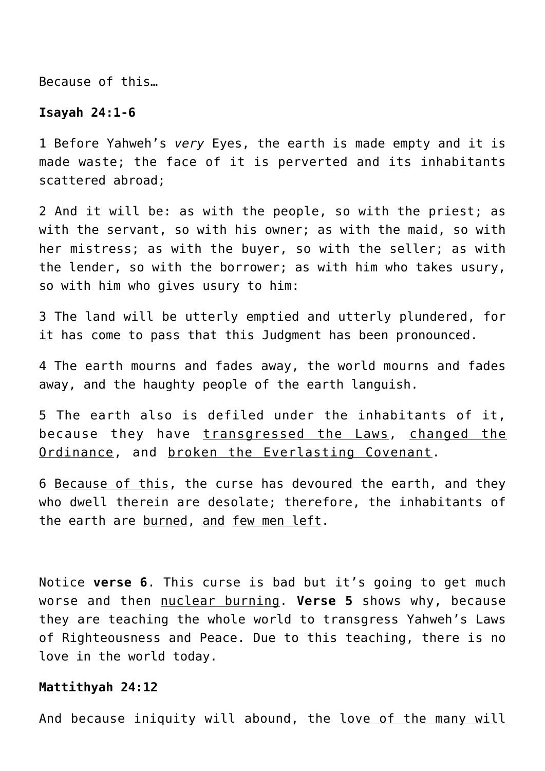Because of this…

**Isayah 24:1-6**

1 Before Yahweh's *very* Eyes, the earth is made empty and it is made waste; the face of it is perverted and its inhabitants scattered abroad;

2 And it will be: as with the people, so with the priest; as with the servant, so with his owner; as with the maid, so with her mistress; as with the buyer, so with the seller; as with the lender, so with the borrower; as with him who takes usury, so with him who gives usury to him:

3 The land will be utterly emptied and utterly plundered, for it has come to pass that this Judgment has been pronounced.

4 The earth mourns and fades away, the world mourns and fades away, and the haughty people of the earth languish.

5 The earth also is defiled under the inhabitants of it, because they have <u>transgressed the Laws</u>, <u>changed the Ordinance</u>, and <u>broken the Everlasting Covenant</u>.

6 <u>Because of this</u>, the curse has devoured the earth, and they who dwell therein are desolate; therefore, the inhabitants of the earth are <u>burned</u>, <u>and</u> <u>few men left</u>.

Notice **verse 6**. This curse is bad but it's going to get much worse and then <u>nuclear burning</u>. **Verse 5** shows why, because they are teaching the whole world to transgress Yahweh's Laws of Righteousness and Peace. Due to this teaching, there is no love in the world today.

**Mattithyah 24:12**

And because iniquity will abound, the <u>love of the many will</u>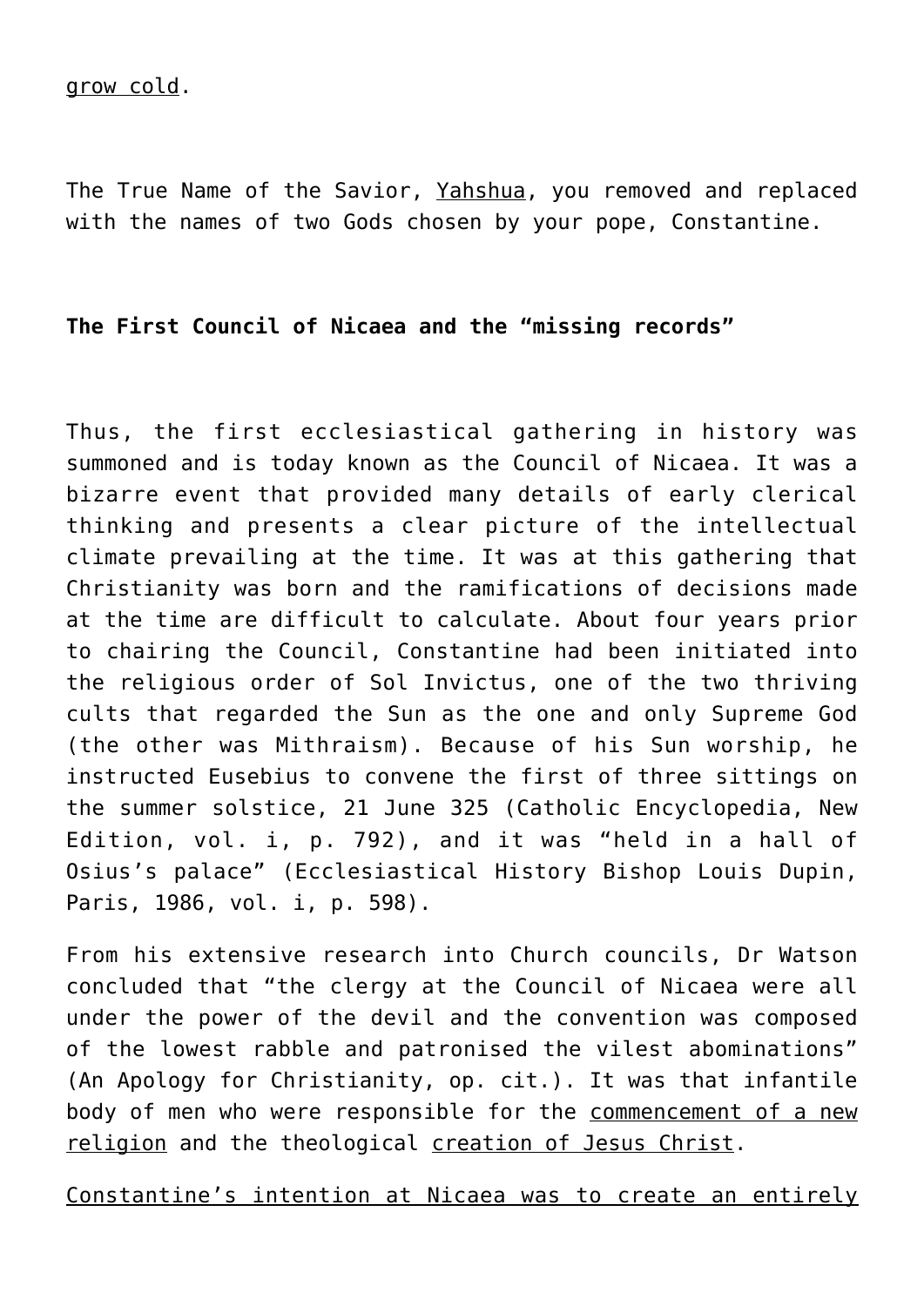grow cold.

The True Name of the Savior, Yahshua, you removed and replaced with the names of two Gods chosen by your pope, Constantine.

**The First Council of Nicaea and the “missing records”**

Thus, the first ecclesiastical gathering in history was summoned and is today known as the Council of Nicaea. It was a bizarre event that provided many details of early clerical thinking and presents a clear picture of the intellectual climate prevailing at the time. It was at this gathering that Christianity was born and the ramifications of decisions made at the time are difficult to calculate. About four years prior to chairing the Council, Constantine had been initiated into the religious order of Sol Invictus, one of the two thriving cults that regarded the Sun as the one and only Supreme God (the other was Mithraism). Because of his Sun worship, he instructed Eusebius to convene the first of three sittings on the summer solstice, 21 June 325 (Catholic Encyclopedia, New Edition, vol. i, p. 792), and it was “held in a hall of Osius’s palace” (Ecclesiastical History Bishop Louis Dupin, Paris, 1986, vol. i, p. 598).

From his extensive research into Church councils, Dr Watson concluded that “the clergy at the Council of Nicaea were all under the power of the devil and the convention was composed of the lowest rabble and patronised the vilest abominations” (An Apology for Christianity, op. cit.). It was that infantile body of men who were responsible for the commencement of a new religion and the theological creation of Jesus Christ.

Constantine’s intention at Nicaea was to create an entirely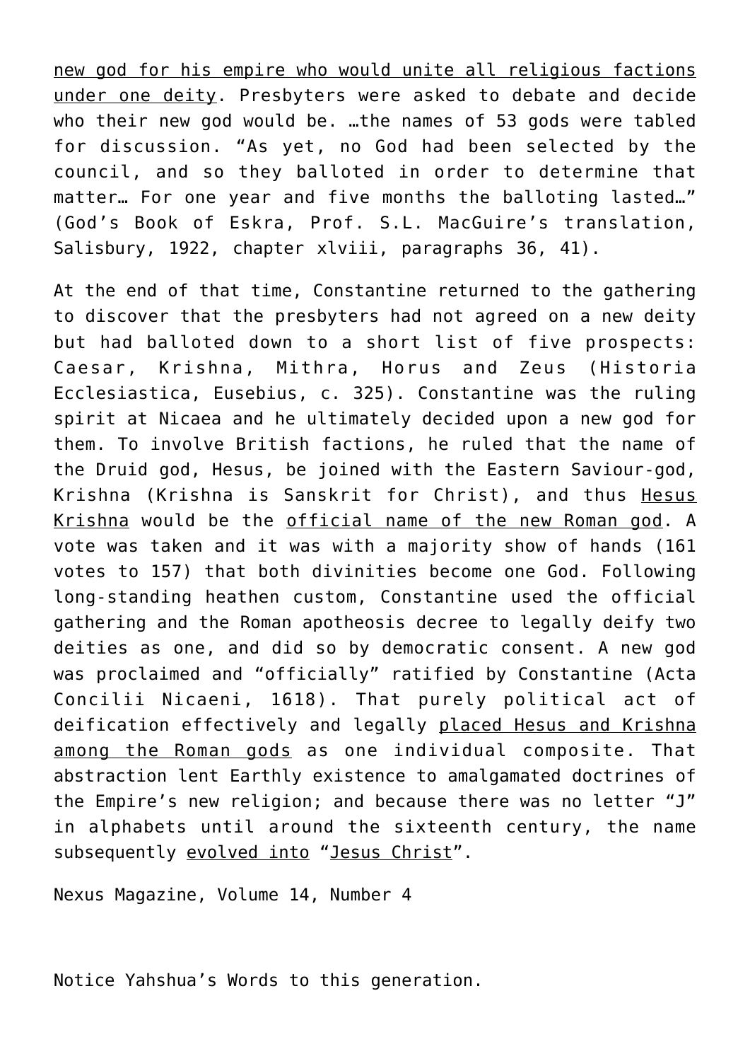new god for his empire who would unite all religious factions under one deity. Presbyters were asked to debate and decide who their new god would be. …the names of 53 gods were tabled for discussion. "As yet, no God had been selected by the council, and so they balloted in order to determine that matter… For one year and five months the balloting lasted…" (God's Book of Eskra, Prof. S.L. MacGuire's translation, Salisbury, 1922, chapter xlviii, paragraphs 36, 41).

At the end of that time, Constantine returned to the gathering to discover that the presbyters had not agreed on a new deity but had balloted down to a short list of five prospects: Caesar, Krishna, Mithra, Horus and Zeus (Historia Ecclesiastica, Eusebius, c. 325). Constantine was the ruling spirit at Nicaea and he ultimately decided upon a new god for them. To involve British factions, he ruled that the name of the Druid god, Hesus, be joined with the Eastern Saviour-god, Krishna (Krishna is Sanskrit for Christ), and thus Hesus Krishna would be the official name of the new Roman god. A vote was taken and it was with a majority show of hands (161 votes to 157) that both divinities become one God. Following long-standing heathen custom, Constantine used the official gathering and the Roman apotheosis decree to legally deify two deities as one, and did so by democratic consent. A new god was proclaimed and "officially" ratified by Constantine (Acta Concilii Nicaeni, 1618). That purely political act of deification effectively and legally placed Hesus and Krishna among the Roman gods as one individual composite. That abstraction lent Earthly existence to amalgamated doctrines of the Empire's new religion; and because there was no letter "J" in alphabets until around the sixteenth century, the name subsequently evolved into "Jesus Christ".

Nexus Magazine, Volume 14, Number 4

Notice Yahshua's Words to this generation.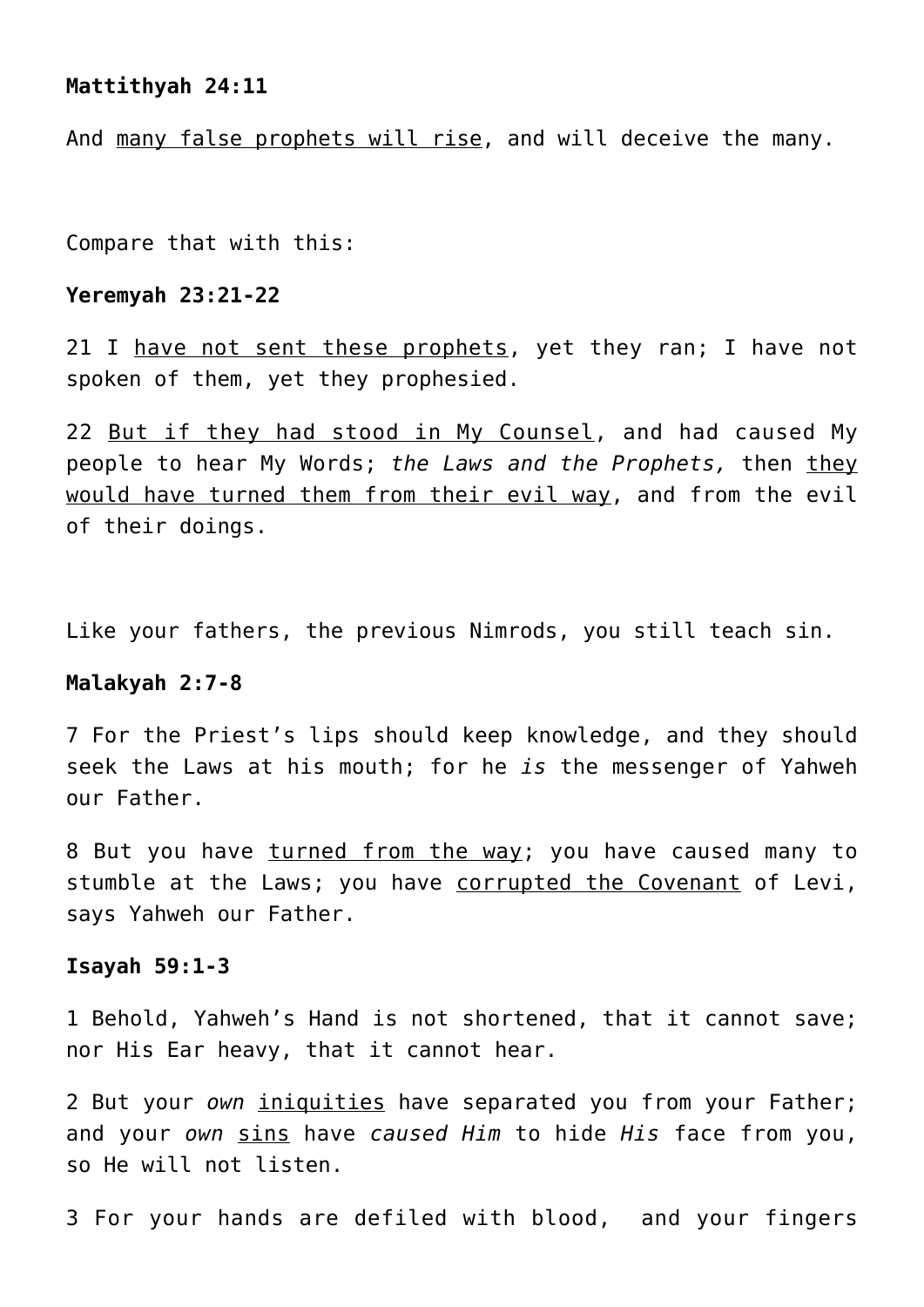**Mattithyah 24:11**

And <u>many false prophets will rise</u>, and will deceive the many.

Compare that with this:

**Yeremyah 23:21-22**

21 I <u>have not sent these prophets</u>, yet they ran; I have not spoken of them, yet they prophesied.

22 <u>But if they had stood in My Counsel</u>, and had caused My people to hear My Words; *the Laws and the Prophets,* then <u>they would have turned them from their evil way</u>, and from the evil of their doings.

Like your fathers, the previous Nimrods, you still teach sin.

**Malakyah 2:7-8**

7 For the Priest's lips should keep knowledge, and they should seek the Laws at his mouth; for he *is* the messenger of Yahweh our Father.

8 But you have <u>turned from the way</u>; you have caused many to stumble at the Laws; you have <u>corrupted the Covenant</u> of Levi, says Yahweh our Father.

**Isayah 59:1-3**

1 Behold, Yahweh's Hand is not shortened, that it cannot save; nor His Ear heavy, that it cannot hear.

2 But your *own* <u>iniquities</u> have separated you from your Father; and your *own* <u>sins</u> have *caused Him* to hide *His* face from you, so He will not listen.

3 For your hands are defiled with blood, and your fingers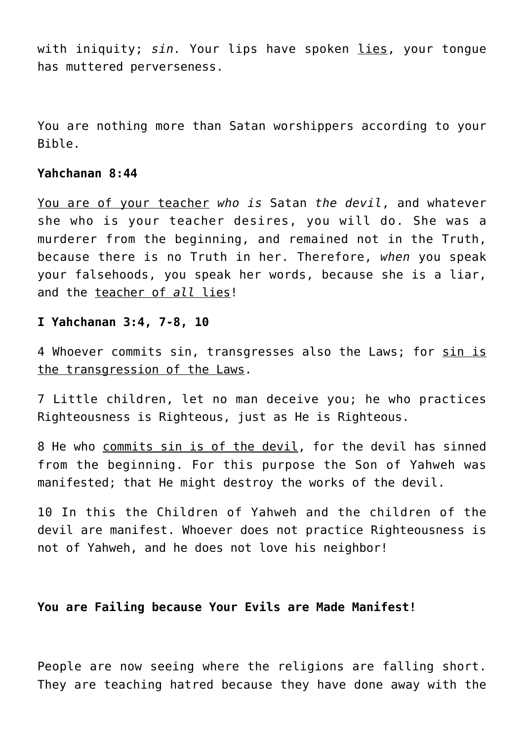with iniquity; *sin.* Your lips have spoken <u>lies</u>, your tongue has muttered perverseness.

You are nothing more than Satan worshippers according to your Bible.

**Yahchanan 8:44**

<u>You are of your teacher</u> *who is* Satan *the devil*, and whatever she who is your teacher desires, you will do. She was a murderer from the beginning, and remained not in the Truth, because there is no Truth in her. Therefore, *when* you speak your falsehoods, you speak her words, because she is a liar, and the <u>teacher of *all* lies</u>!

**I Yahchanan 3:4, 7-8, 10**

4 Whoever commits sin, transgresses also the Laws; for <u>sin is the transgression of the Laws</u>.

7 Little children, let no man deceive you; he who practices Righteousness is Righteous, just as He is Righteous.

8 He who <u>commits sin is of the devil</u>, for the devil has sinned from the beginning. For this purpose the Son of Yahweh was manifested; that He might destroy the works of the devil.

10 In this the Children of Yahweh and the children of the devil are manifest. Whoever does not practice Righteousness is not of Yahweh, and he does not love his neighbor!

**You are Failing because Your Evils are Made Manifest!**

People are now seeing where the religions are falling short. They are teaching hatred because they have done away with the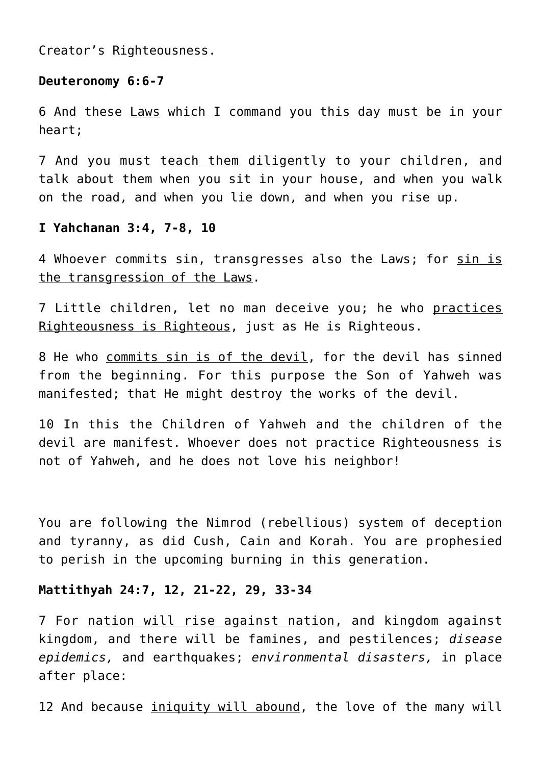Creator's Righteousness.

**Deuteronomy 6:6-7**

6 And these <u>Laws</u> which I command you this day must be in your heart;

7 And you must <u>teach them diligently</u> to your children, and talk about them when you sit in your house, and when you walk on the road, and when you lie down, and when you rise up.

**I Yahchanan 3:4, 7-8, 10**

4 Whoever commits sin, transgresses also the Laws; for <u>sin is the transgression of the Laws</u>.

7 Little children, let no man deceive you; he who <u>practices Righteousness is Righteous</u>, just as He is Righteous.

8 He who <u>commits sin is of the devil</u>, for the devil has sinned from the beginning. For this purpose the Son of Yahweh was manifested; that He might destroy the works of the devil.

10 In this the Children of Yahweh and the children of the devil are manifest. Whoever does not practice Righteousness is not of Yahweh, and he does not love his neighbor!

You are following the Nimrod (rebellious) system of deception and tyranny, as did Cush, Cain and Korah. You are prophesied to perish in the upcoming burning in this generation.

**Mattithyah 24:7, 12, 21-22, 29, 33-34**

7 For <u>nation will rise against nation</u>, and kingdom against kingdom, and there will be famines, and pestilences; *disease epidemics,* and earthquakes; *environmental disasters,* in place after place:

12 And because <u>iniquity will abound</u>, the love of the many will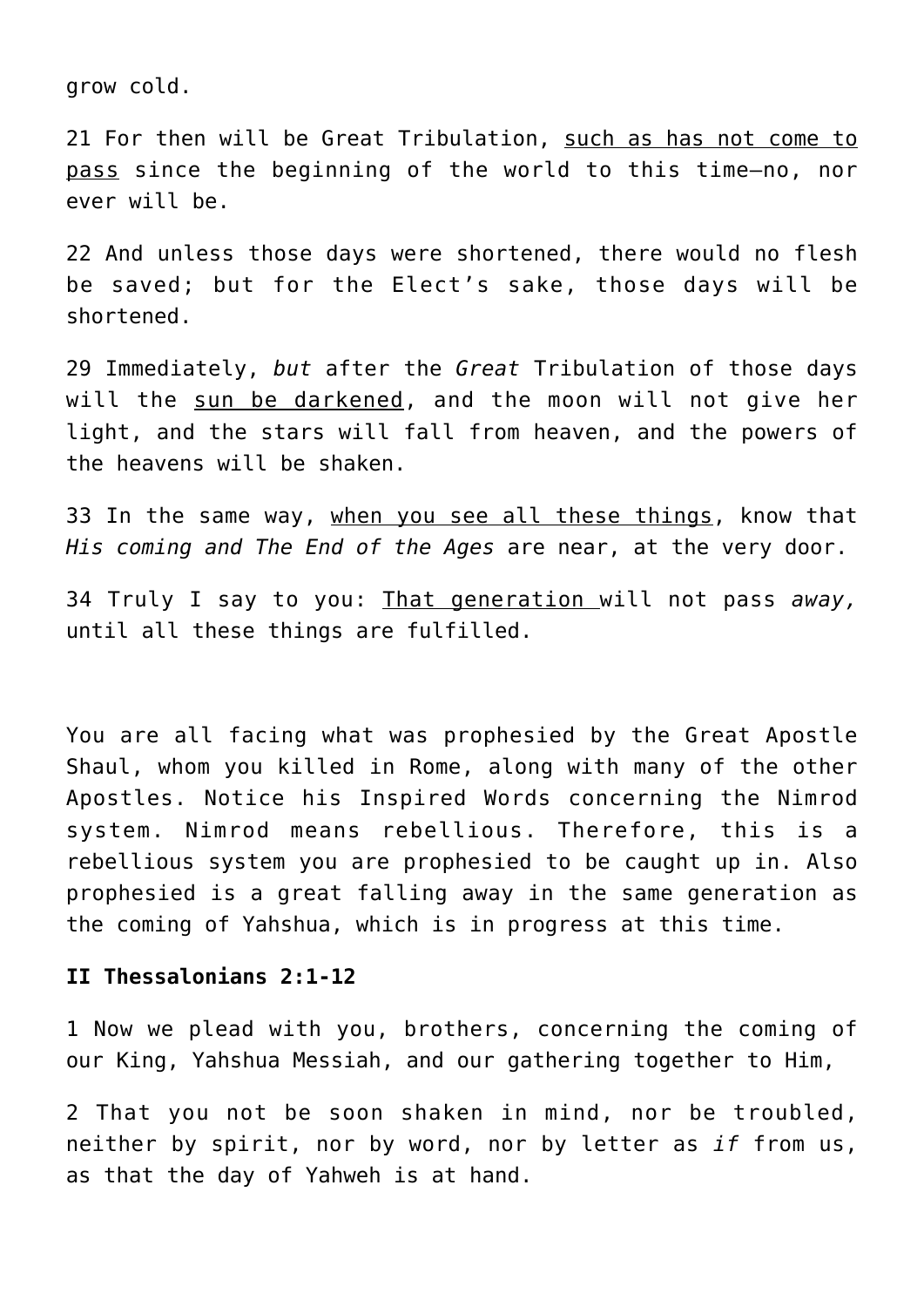grow cold.

21 For then will be Great Tribulation, <u>such as has not come to pass</u> since the beginning of the world to this time—no, nor ever will be.

22 And unless those days were shortened, there would no flesh be saved; but for the Elect's sake, those days will be shortened.

29 Immediately, *but* after the *Great* Tribulation of those days will the <u>sun be darkened</u>, and the moon will not give her light, and the stars will fall from heaven, and the powers of the heavens will be shaken.

33 In the same way, <u>when you see all these things</u>, know that *His coming and The End of the Ages* are near, at the very door.

34 Truly I say to you: <u>That generation</u> will not pass *away,* until all these things are fulfilled.

You are all facing what was prophesied by the Great Apostle Shaul, whom you killed in Rome, along with many of the other Apostles. Notice his Inspired Words concerning the Nimrod system. Nimrod means rebellious. Therefore, this is a rebellious system you are prophesied to be caught up in. Also prophesied is a great falling away in the same generation as the coming of Yahshua, which is in progress at this time.

**II Thessalonians 2:1-12**

1 Now we plead with you, brothers, concerning the coming of our King, Yahshua Messiah, and our gathering together to Him,

2 That you not be soon shaken in mind, nor be troubled, neither by spirit, nor by word, nor by letter as *if* from us, as that the day of Yahweh is at hand.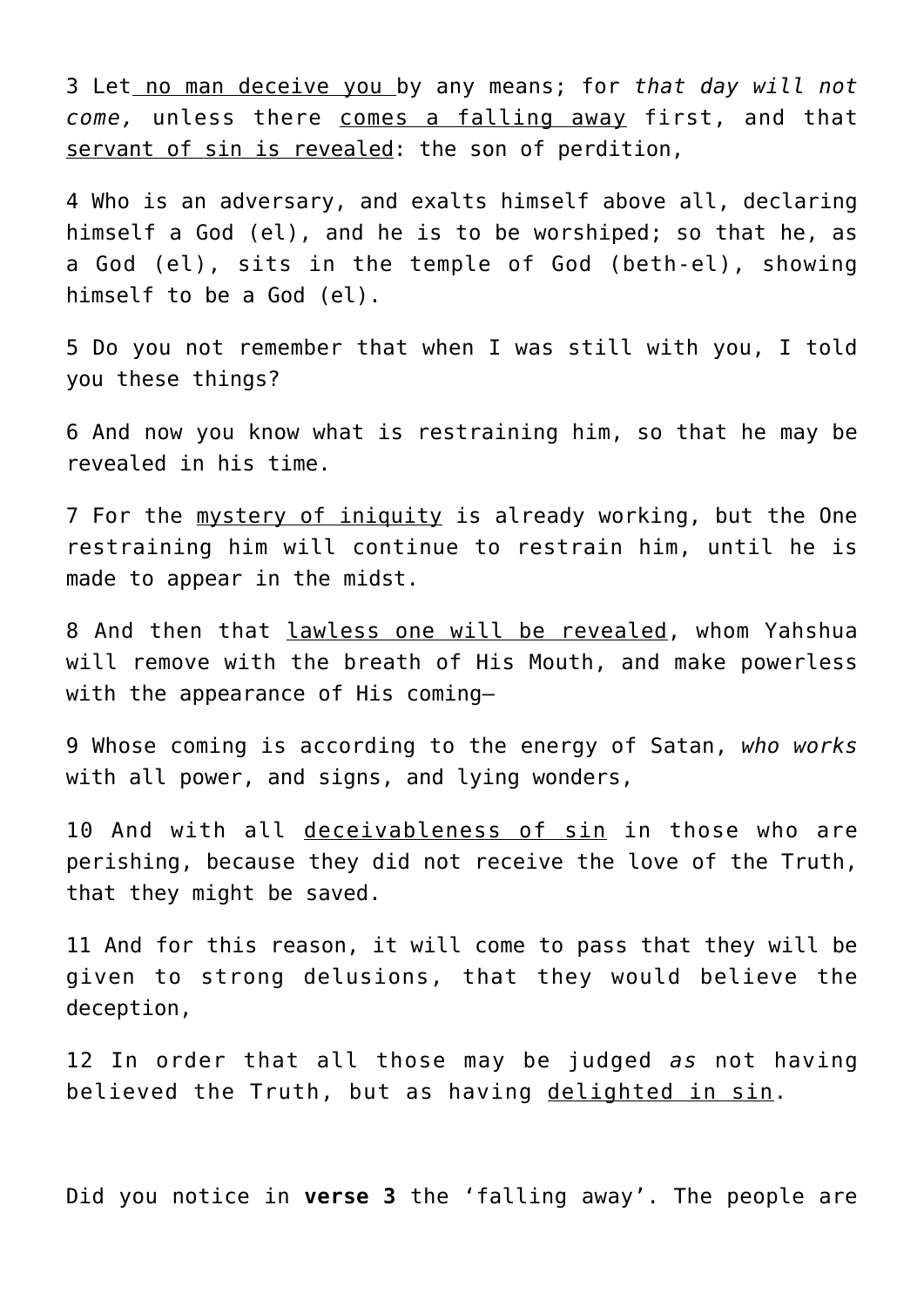3 Let <u>no man deceive you</u> by any means; for *that day will not come,* unless there <u>comes a falling away</u> first, and that <u>servant of sin is revealed</u>: the son of perdition,

4 Who is an adversary, and exalts himself above all, declaring himself a God (el), and he is to be worshiped; so that he, as a God (el), sits in the temple of God (beth-el), showing himself to be a God (el).

5 Do you not remember that when I was still with you, I told you these things?

6 And now you know what is restraining him, so that he may be revealed in his time.

7 For the <u>mystery of iniquity</u> is already working, but the One restraining him will continue to restrain him, until he is made to appear in the midst.

8 And then that <u>lawless one will be revealed</u>, whom Yahshua will remove with the breath of His Mouth, and make powerless with the appearance of His coming—

9 Whose coming is according to the energy of Satan, *who works* with all power, and signs, and lying wonders,

10 And with all <u>deceivableness of sin</u> in those who are perishing, because they did not receive the love of the Truth, that they might be saved.

11 And for this reason, it will come to pass that they will be given to strong delusions, that they would believe the deception,

12 In order that all those may be judged *as* not having believed the Truth, but as having <u>delighted in sin</u>.

Did you notice in **verse 3** the 'falling away'. The people are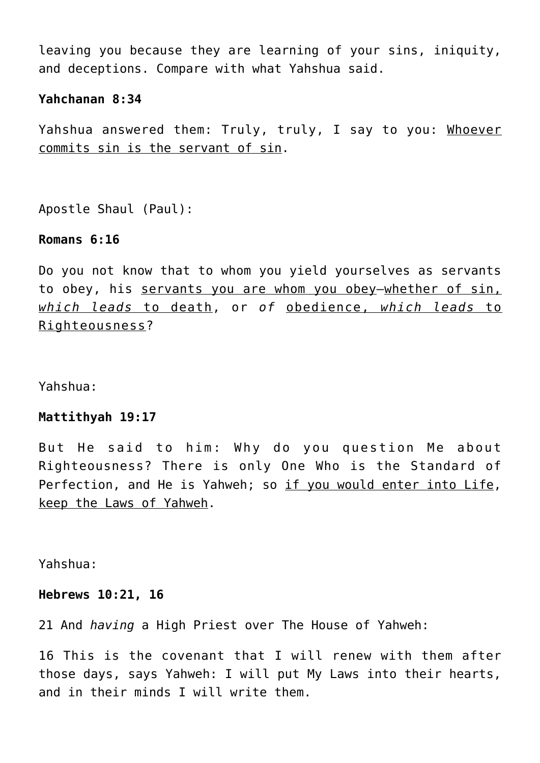leaving you because they are learning of your sins, iniquity, and deceptions. Compare with what Yahshua said.

**Yahchanan 8:34**

Yahshua answered them: Truly, truly, I say to you: <u>Whoever commits sin is the servant of sin</u>.

Apostle Shaul (Paul):

**Romans 6:16**

Do you not know that to whom you yield yourselves as servants to obey, his <u>servants you are whom you obey</u>—<u>whether of sin, *which leads* to death</u>, or *of* <u>obedience, *which leads* to Righteousness</u>?

Yahshua:

**Mattithyah 19:17**

But He said to him: Why do you question Me about Righteousness? There is only One Who is the Standard of Perfection, and He is Yahweh; so <u>if you would enter into Life</u>, <u>keep the Laws of Yahweh</u>.

Yahshua:

**Hebrews 10:21, 16**

21 And *having* a High Priest over The House of Yahweh:

16 This is the covenant that I will renew with them after those days, says Yahweh: I will put My Laws into their hearts, and in their minds I will write them.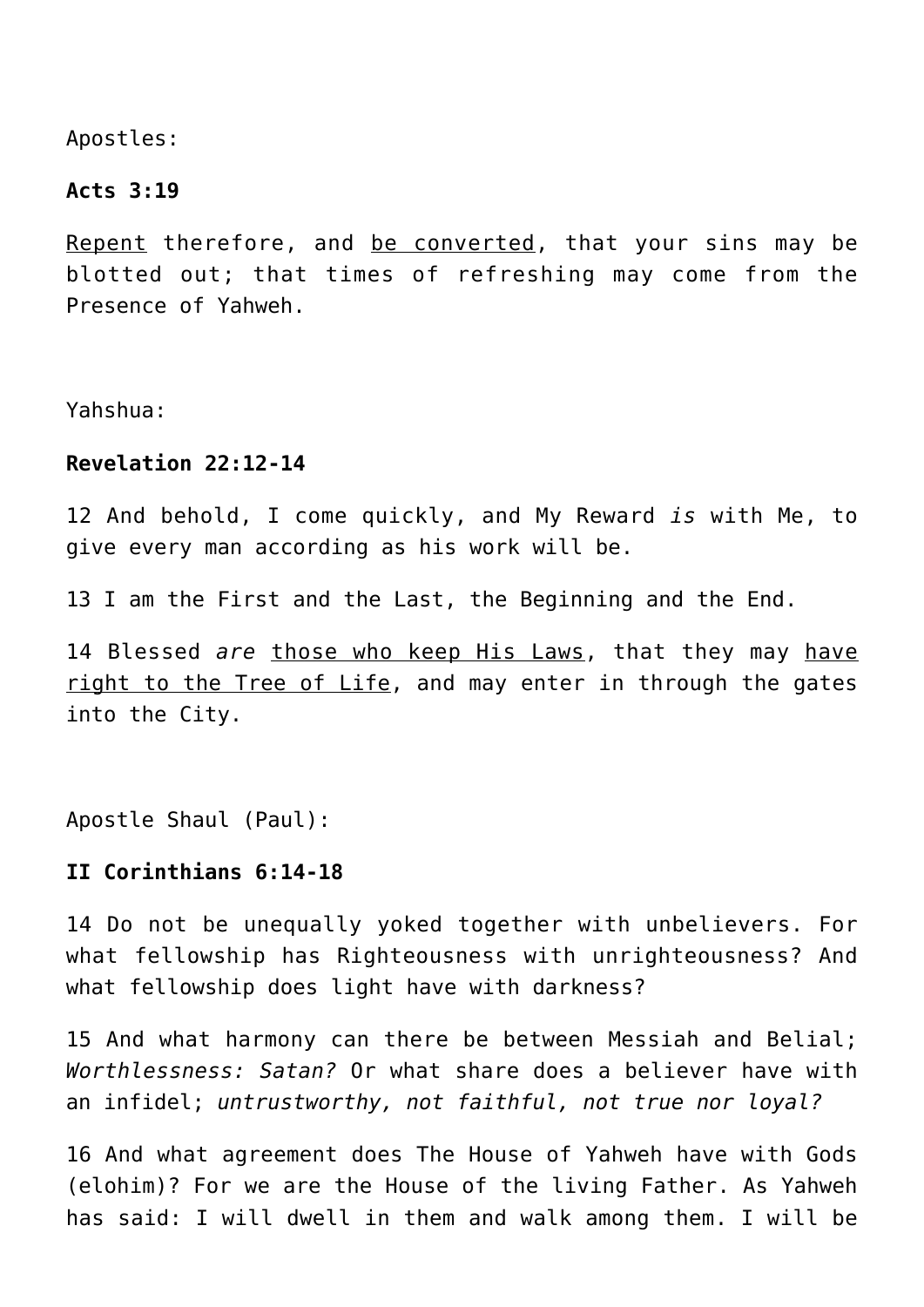Apostles:

**Acts 3:19**

<u>Repent</u> therefore, and <u>be converted</u>, that your sins may be blotted out; that times of refreshing may come from the Presence of Yahweh.

Yahshua:

**Revelation 22:12-14**

12 And behold, I come quickly, and My Reward *is* with Me, to give every man according as his work will be.

13 I am the First and the Last, the Beginning and the End.

14 Blessed *are* <u>those who keep His Laws</u>, that they may <u>have right to the Tree of Life</u>, and may enter in through the gates into the City.

Apostle Shaul (Paul):

**II Corinthians 6:14-18**

14 Do not be unequally yoked together with unbelievers. For what fellowship has Righteousness with unrighteousness? And what fellowship does light have with darkness?

15 And what harmony can there be between Messiah and Belial; *Worthlessness: Satan?* Or what share does a believer have with an infidel; *untrustworthy, not faithful, not true nor loyal?*

16 And what agreement does The House of Yahweh have with Gods (elohim)? For we are the House of the living Father. As Yahweh has said: I will dwell in them and walk among them. I will be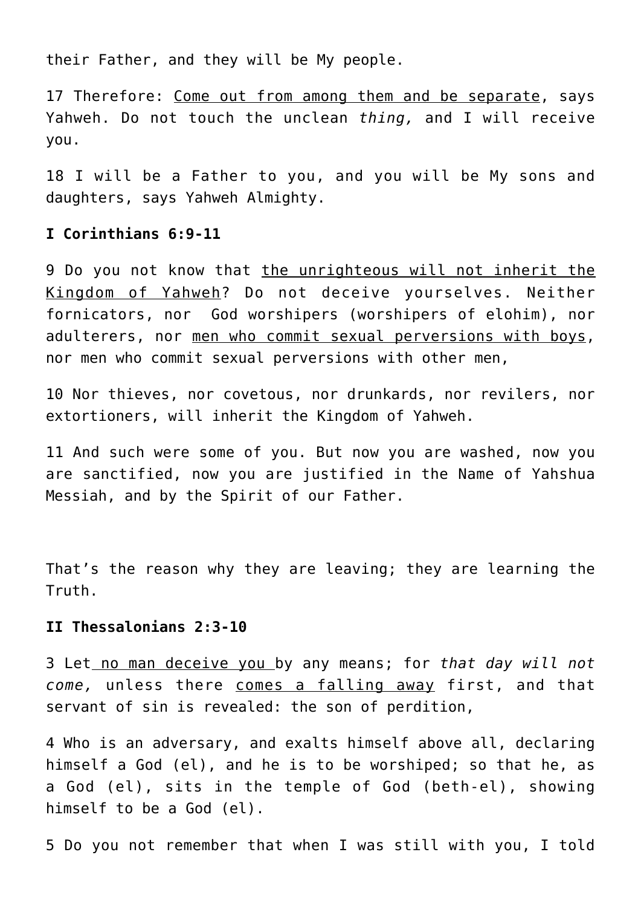their Father, and they will be My people.

17 Therefore: <u>Come out from among them and be separate</u>, says Yahweh. Do not touch the unclean *thing,* and I will receive you.

18 I will be a Father to you, and you will be My sons and daughters, says Yahweh Almighty.

**I Corinthians 6:9-11**

9 Do you not know that <u>the unrighteous will not inherit the Kingdom of Yahweh</u>? Do not deceive yourselves. Neither fornicators, nor God worshipers (worshipers of elohim), nor adulterers, nor <u>men who commit sexual perversions with boys</u>, nor men who commit sexual perversions with other men,

10 Nor thieves, nor covetous, nor drunkards, nor revilers, nor extortioners, will inherit the Kingdom of Yahweh.

11 And such were some of you. But now you are washed, now you are sanctified, now you are justified in the Name of Yahshua Messiah, and by the Spirit of our Father.

That's the reason why they are leaving; they are learning the Truth.

**II Thessalonians 2:3-10**

3 Let <u>no man deceive you</u> by any means; for *that day will not come,* unless there <u>comes a falling away</u> first, and that servant of sin is revealed: the son of perdition,

4 Who is an adversary, and exalts himself above all, declaring himself a God (el), and he is to be worshiped; so that he, as a God (el), sits in the temple of God (beth-el), showing himself to be a God (el).

5 Do you not remember that when I was still with you, I told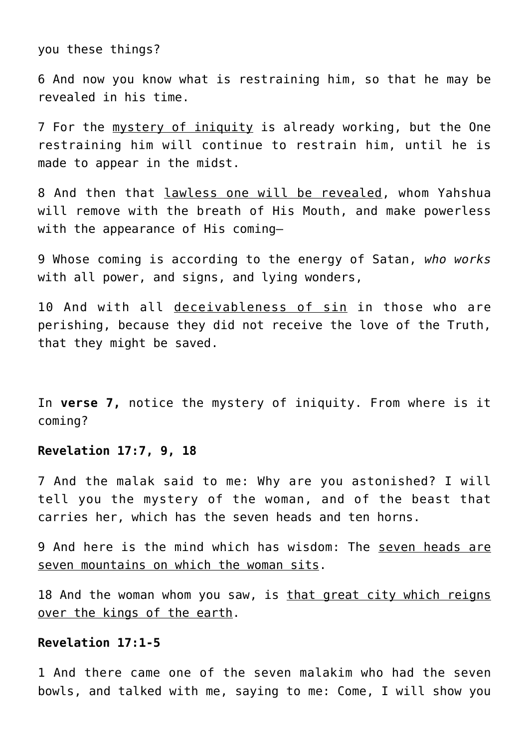you these things?

6 And now you know what is restraining him, so that he may be revealed in his time.

7 For the <u>mystery of iniquity</u> is already working, but the One restraining him will continue to restrain him, until he is made to appear in the midst.

8 And then that <u>lawless one will be revealed</u>, whom Yahshua will remove with the breath of His Mouth, and make powerless with the appearance of His coming—

9 Whose coming is according to the energy of Satan, *who works* with all power, and signs, and lying wonders,

10 And with all <u>deceivableness of sin</u> in those who are perishing, because they did not receive the love of the Truth, that they might be saved.

In **verse 7,** notice the mystery of iniquity. From where is it coming?

**Revelation 17:7, 9, 18**

7 And the malak said to me: Why are you astonished? I will tell you the mystery of the woman, and of the beast that carries her, which has the seven heads and ten horns.

9 And here is the mind which has wisdom: The <u>seven heads are seven mountains on which the woman sits</u>.

18 And the woman whom you saw, is <u>that great city which reigns over the kings of the earth</u>.

**Revelation 17:1-5**

1 And there came one of the seven malakim who had the seven bowls, and talked with me, saying to me: Come, I will show you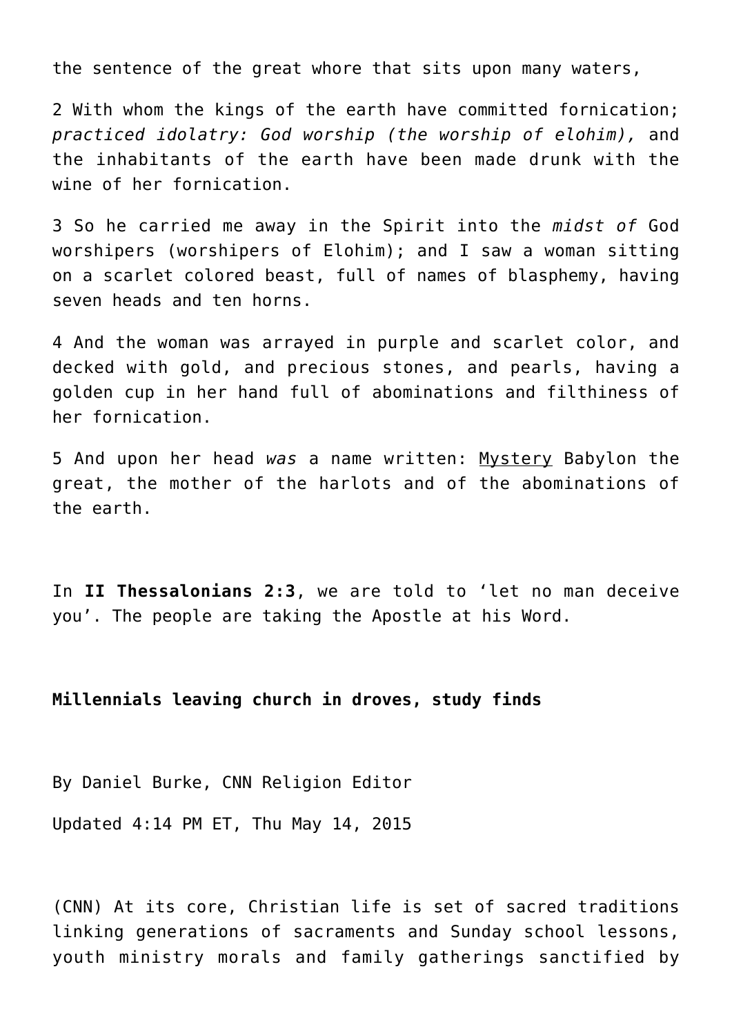the sentence of the great whore that sits upon many waters,

2 With whom the kings of the earth have committed fornication; *practiced idolatry: God worship (the worship of elohim),* and the inhabitants of the earth have been made drunk with the wine of her fornication.

3 So he carried me away in the Spirit into the *midst of* God worshipers (worshipers of Elohim); and I saw a woman sitting on a scarlet colored beast, full of names of blasphemy, having seven heads and ten horns.

4 And the woman was arrayed in purple and scarlet color, and decked with gold, and precious stones, and pearls, having a golden cup in her hand full of abominations and filthiness of her fornication.

5 And upon her head *was* a name written: <u>Mystery</u> Babylon the great, the mother of the harlots and of the abominations of the earth.

In **II Thessalonians 2:3**, we are told to 'let no man deceive you'. The people are taking the Apostle at his Word.

**Millennials leaving church in droves, study finds**

By Daniel Burke, CNN Religion Editor

Updated 4:14 PM ET, Thu May 14, 2015

(CNN) At its core, Christian life is set of sacred traditions linking generations of sacraments and Sunday school lessons, youth ministry morals and family gatherings sanctified by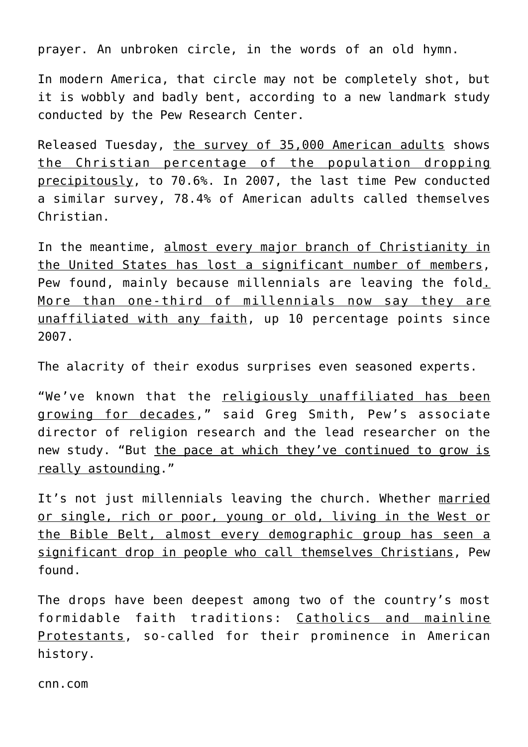prayer. An unbroken circle, in the words of an old hymn.

In modern America, that circle may not be completely shot, but it is wobbly and badly bent, according to a new landmark study conducted by the Pew Research Center.

Released Tuesday, the survey of 35,000 American adults shows the Christian percentage of the population dropping precipitously, to 70.6%. In 2007, the last time Pew conducted a similar survey, 78.4% of American adults called themselves Christian.

In the meantime, almost every major branch of Christianity in the United States has lost a significant number of members, Pew found, mainly because millennials are leaving the fold. More than one-third of millennials now say they are unaffiliated with any faith, up 10 percentage points since 2007.

The alacrity of their exodus surprises even seasoned experts.

"We've known that the religiously unaffiliated has been growing for decades," said Greg Smith, Pew's associate director of religion research and the lead researcher on the new study. "But the pace at which they've continued to grow is really astounding."

It's not just millennials leaving the church. Whether married or single, rich or poor, young or old, living in the West or the Bible Belt, almost every demographic group has seen a significant drop in people who call themselves Christians, Pew found.

The drops have been deepest among two of the country's most formidable faith traditions: Catholics and mainline Protestants, so-called for their prominence in American history.

cnn.com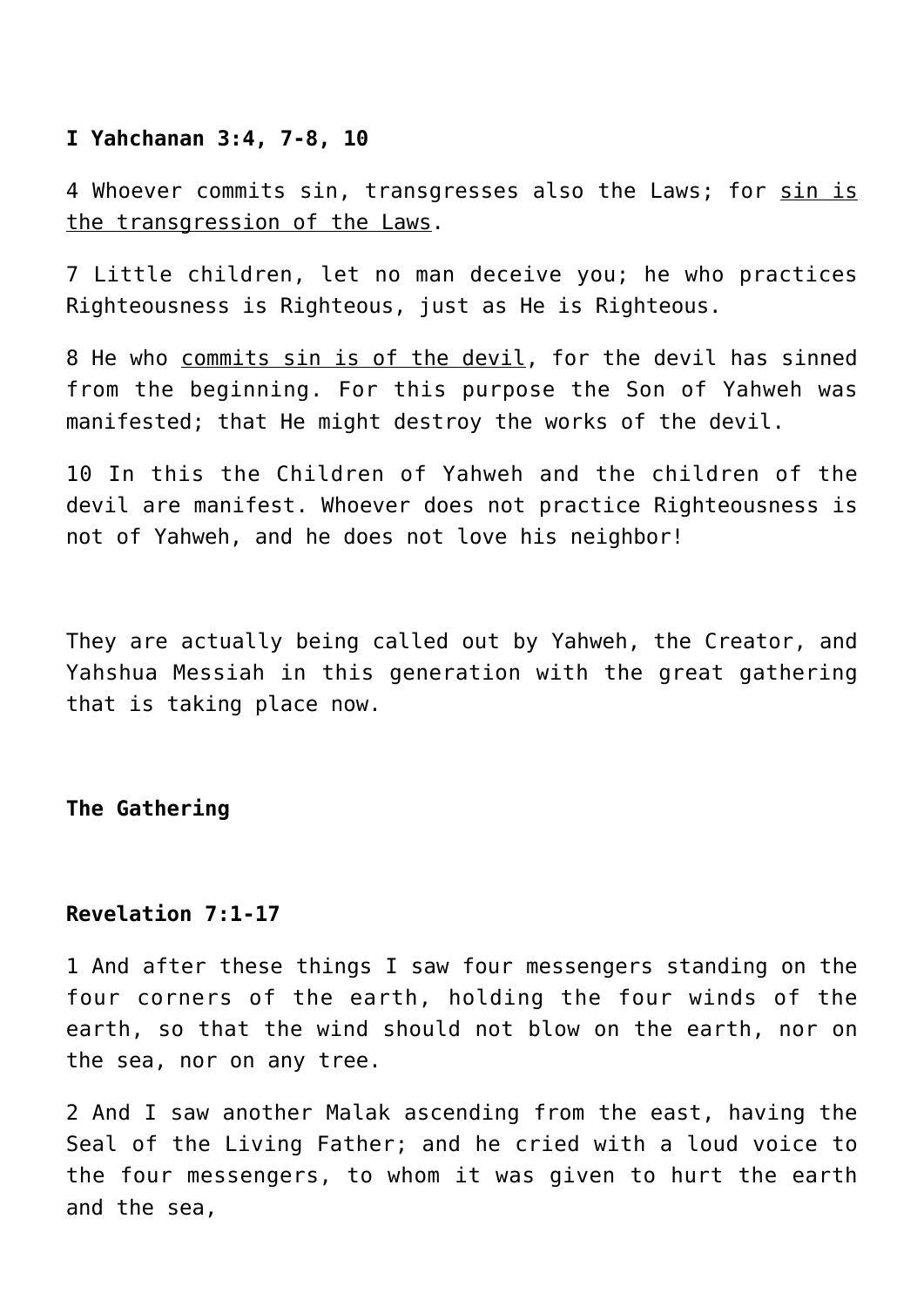**I Yahchanan 3:4, 7-8, 10**

4 Whoever commits sin, transgresses also the Laws; for <u>sin is the transgression of the Laws</u>.

7 Little children, let no man deceive you; he who practices Righteousness is Righteous, just as He is Righteous.

8 He who <u>commits sin is of the devil</u>, for the devil has sinned from the beginning. For this purpose the Son of Yahweh was manifested; that He might destroy the works of the devil.

10 In this the Children of Yahweh and the children of the devil are manifest. Whoever does not practice Righteousness is not of Yahweh, and he does not love his neighbor!

They are actually being called out by Yahweh, the Creator, and Yahshua Messiah in this generation with the great gathering that is taking place now.

**The Gathering**

**Revelation 7:1-17**

1 And after these things I saw four messengers standing on the four corners of the earth, holding the four winds of the earth, so that the wind should not blow on the earth, nor on the sea, nor on any tree.

2 And I saw another Malak ascending from the east, having the Seal of the Living Father; and he cried with a loud voice to the four messengers, to whom it was given to hurt the earth and the sea,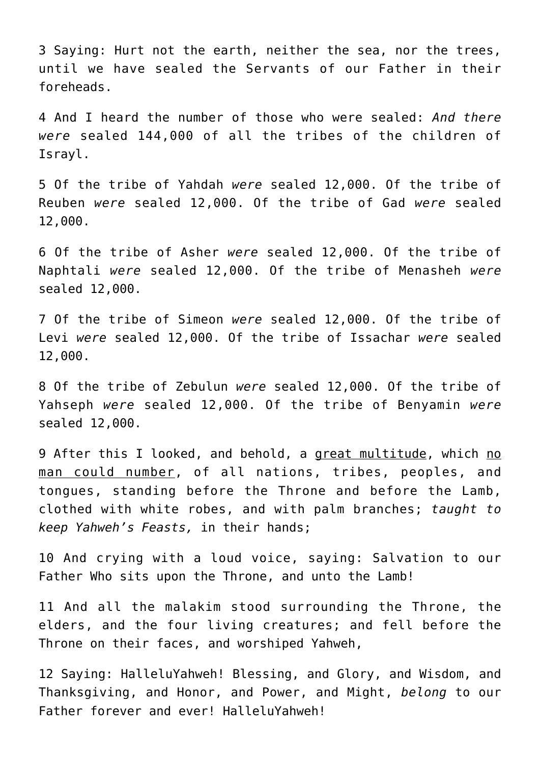3 Saying: Hurt not the earth, neither the sea, nor the trees, until we have sealed the Servants of our Father in their foreheads.

4 And I heard the number of those who were sealed: *And there were* sealed 144,000 of all the tribes of the children of Israyl.

5 Of the tribe of Yahdah *were* sealed 12,000. Of the tribe of Reuben *were* sealed 12,000. Of the tribe of Gad *were* sealed 12,000.

6 Of the tribe of Asher *were* sealed 12,000. Of the tribe of Naphtali *were* sealed 12,000. Of the tribe of Menasheh *were* sealed 12,000.

7 Of the tribe of Simeon *were* sealed 12,000. Of the tribe of Levi *were* sealed 12,000. Of the tribe of Issachar *were* sealed 12,000.

8 Of the tribe of Zebulun *were* sealed 12,000. Of the tribe of Yahseph *were* sealed 12,000. Of the tribe of Benyamin *were* sealed 12,000.

9 After this I looked, and behold, a <u>great multitude</u>, which <u>no man could number</u>, of all nations, tribes, peoples, and tongues, standing before the Throne and before the Lamb, clothed with white robes, and with palm branches; *taught to keep Yahweh's Feasts,* in their hands;

10 And crying with a loud voice, saying: Salvation to our Father Who sits upon the Throne, and unto the Lamb!

11 And all the malakim stood surrounding the Throne, the elders, and the four living creatures; and fell before the Throne on their faces, and worshiped Yahweh,

12 Saying: HalleluYahweh! Blessing, and Glory, and Wisdom, and Thanksgiving, and Honor, and Power, and Might, *belong* to our Father forever and ever! HalleluYahweh!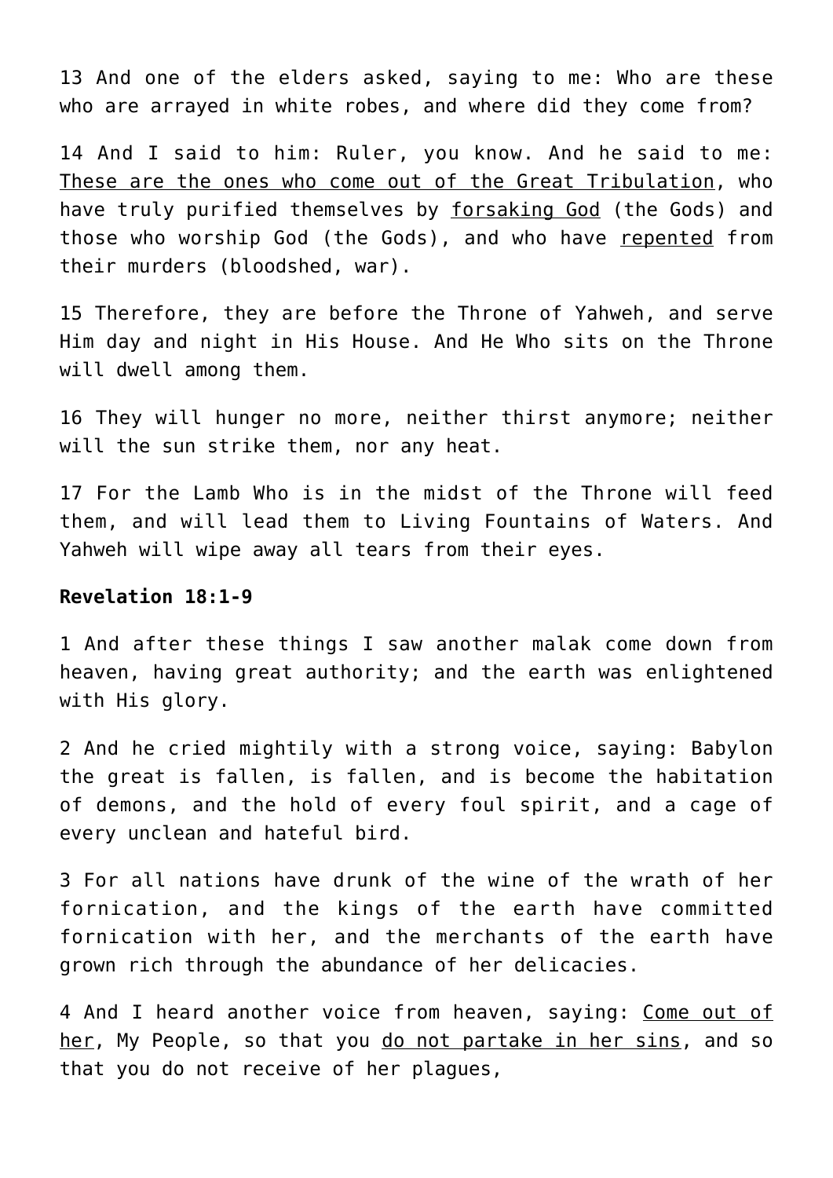13 And one of the elders asked, saying to me: Who are these who are arrayed in white robes, and where did they come from?

14 And I said to him: Ruler, you know. And he said to me: <u>These are the ones who come out of the Great Tribulation</u>, who have truly purified themselves by <u>forsaking God</u> (the Gods) and those who worship God (the Gods), and who have <u>repented</u> from their murders (bloodshed, war).

15 Therefore, they are before the Throne of Yahweh, and serve Him day and night in His House. And He Who sits on the Throne will dwell among them.

16 They will hunger no more, neither thirst anymore; neither will the sun strike them, nor any heat.

17 For the Lamb Who is in the midst of the Throne will feed them, and will lead them to Living Fountains of Waters. And Yahweh will wipe away all tears from their eyes.

**Revelation 18:1-9**

1 And after these things I saw another malak come down from heaven, having great authority; and the earth was enlightened with His glory.

2 And he cried mightily with a strong voice, saying: Babylon the great is fallen, is fallen, and is become the habitation of demons, and the hold of every foul spirit, and a cage of every unclean and hateful bird.

3 For all nations have drunk of the wine of the wrath of her fornication, and the kings of the earth have committed fornication with her, and the merchants of the earth have grown rich through the abundance of her delicacies.

4 And I heard another voice from heaven, saying: <u>Come out of her</u>, My People, so that you <u>do not partake in her sins</u>, and so that you do not receive of her plagues,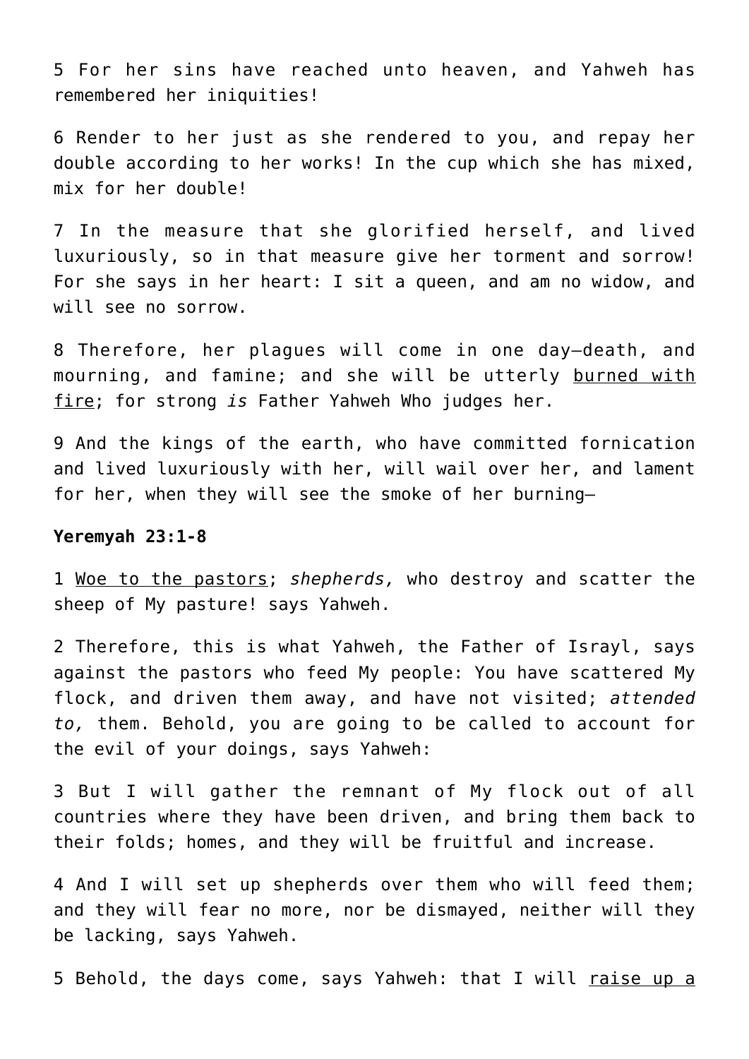5 For her sins have reached unto heaven, and Yahweh has remembered her iniquities!

6 Render to her just as she rendered to you, and repay her double according to her works! In the cup which she has mixed, mix for her double!

7 In the measure that she glorified herself, and lived luxuriously, so in that measure give her torment and sorrow! For she says in her heart: I sit a queen, and am no widow, and will see no sorrow.

8 Therefore, her plagues will come in one day—death, and mourning, and famine; and she will be utterly <u>burned with fire</u>; for strong *is* Father Yahweh Who judges her.

9 And the kings of the earth, who have committed fornication and lived luxuriously with her, will wail over her, and lament for her, when they will see the smoke of her burning—

**Yeremyah 23:1-8**

1 <u>Woe to the pastors</u>; *shepherds,* who destroy and scatter the sheep of My pasture! says Yahweh.

2 Therefore, this is what Yahweh, the Father of Israyl, says against the pastors who feed My people: You have scattered My flock, and driven them away, and have not visited; *attended to,* them. Behold, you are going to be called to account for the evil of your doings, says Yahweh:

3 But I will gather the remnant of My flock out of all countries where they have been driven, and bring them back to their folds; homes, and they will be fruitful and increase.

4 And I will set up shepherds over them who will feed them; and they will fear no more, nor be dismayed, neither will they be lacking, says Yahweh.

5 Behold, the days come, says Yahweh: that I will <u>raise up a</u>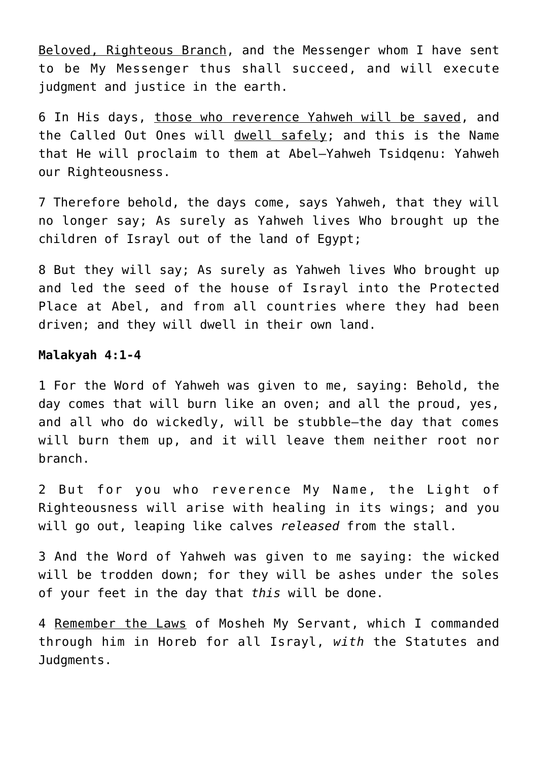<u>Beloved, Righteous Branch</u>, and the Messenger whom I have sent to be My Messenger thus shall succeed, and will execute judgment and justice in the earth.

6 In His days, <u>those who reverence Yahweh will be saved</u>, and the Called Out Ones will <u>dwell safely</u>; and this is the Name that He will proclaim to them at Abel—Yahweh Tsidqenu: Yahweh our Righteousness.

7 Therefore behold, the days come, says Yahweh, that they will no longer say; As surely as Yahweh lives Who brought up the children of Israyl out of the land of Egypt;

8 But they will say; As surely as Yahweh lives Who brought up and led the seed of the house of Israyl into the Protected Place at Abel, and from all countries where they had been driven; and they will dwell in their own land.

**Malakyah 4:1-4**

1 For the Word of Yahweh was given to me, saying: Behold, the day comes that will burn like an oven; and all the proud, yes, and all who do wickedly, will be stubble—the day that comes will burn them up, and it will leave them neither root nor branch.

2 But for you who reverence My Name, the Light of Righteousness will arise with healing in its wings; and you will go out, leaping like calves *released* from the stall.

3 And the Word of Yahweh was given to me saying: the wicked will be trodden down; for they will be ashes under the soles of your feet in the day that *this* will be done.

4 <u>Remember the Laws</u> of Mosheh My Servant, which I commanded through him in Horeb for all Israyl, *with* the Statutes and Judgments.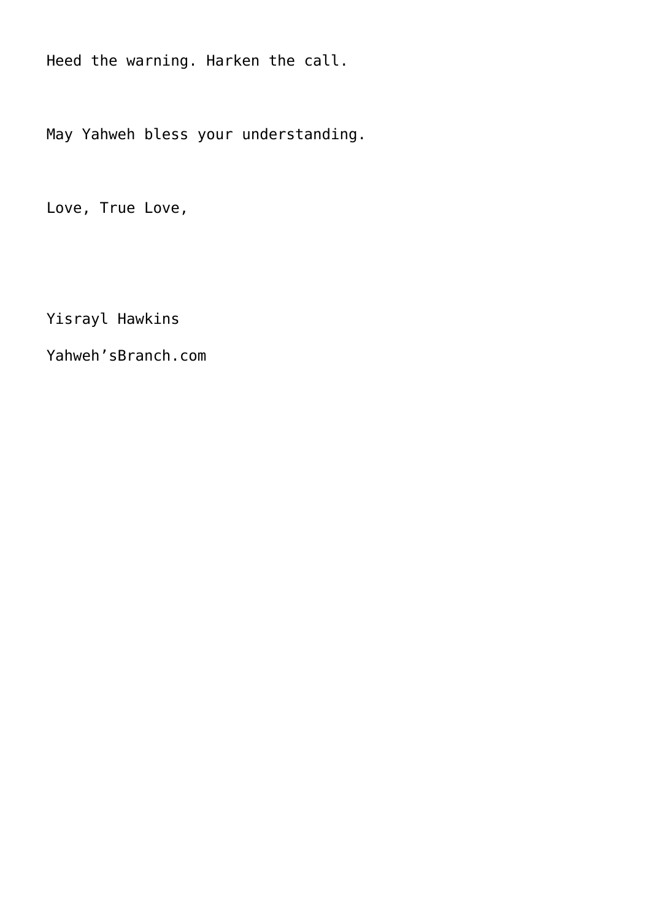Heed the warning. Harken the call.

May Yahweh bless your understanding.

Love, True Love,

Yisrayl Hawkins

Yahweh’sBranch.com